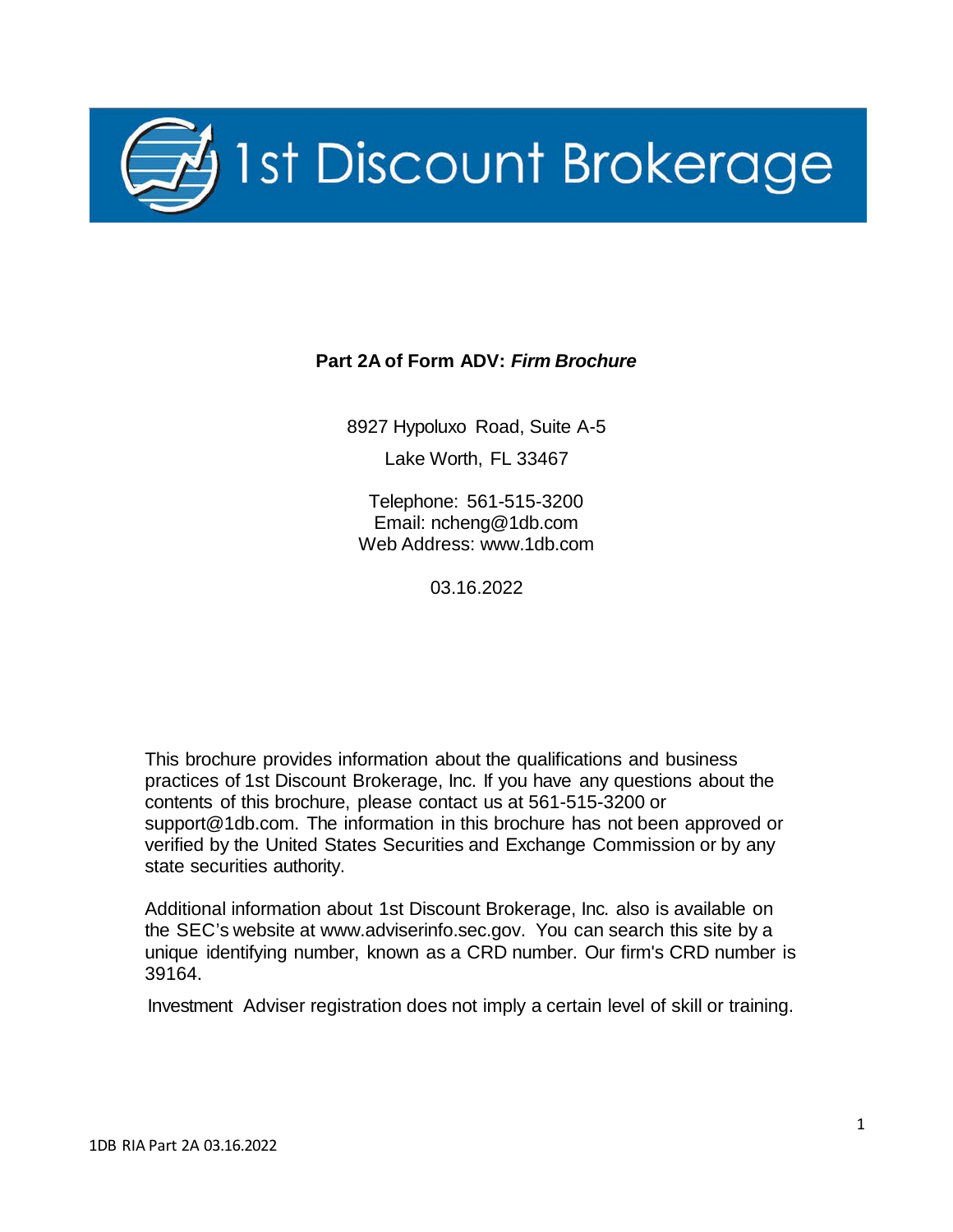# 1st Discount Brokerage

**Part 2A of Form ADV: *Firm Brochure***

8927 Hypoluxo Road, Suite A-5

Lake Worth, FL 33467

Telephone: 561-515-3200
Email: ncheng@1db.com
Web Address: www.1db.com

03.16.2022

This brochure provides information about the qualifications and business practices of 1st Discount Brokerage, Inc. If you have any questions about the contents of this brochure, please contact us at 561-515-3200 or support@1db.com. The information in this brochure has not been approved or verified by the United States Securities and Exchange Commission or by any state securities authority.

Additional information about 1st Discount Brokerage, Inc. also is available on the SEC's website at www.adviserinfo.sec.gov. You can search this site by a unique identifying number, known as a CRD number. Our firm's CRD number is 39164.

Investment Adviser registration does not imply a certain level of skill or training.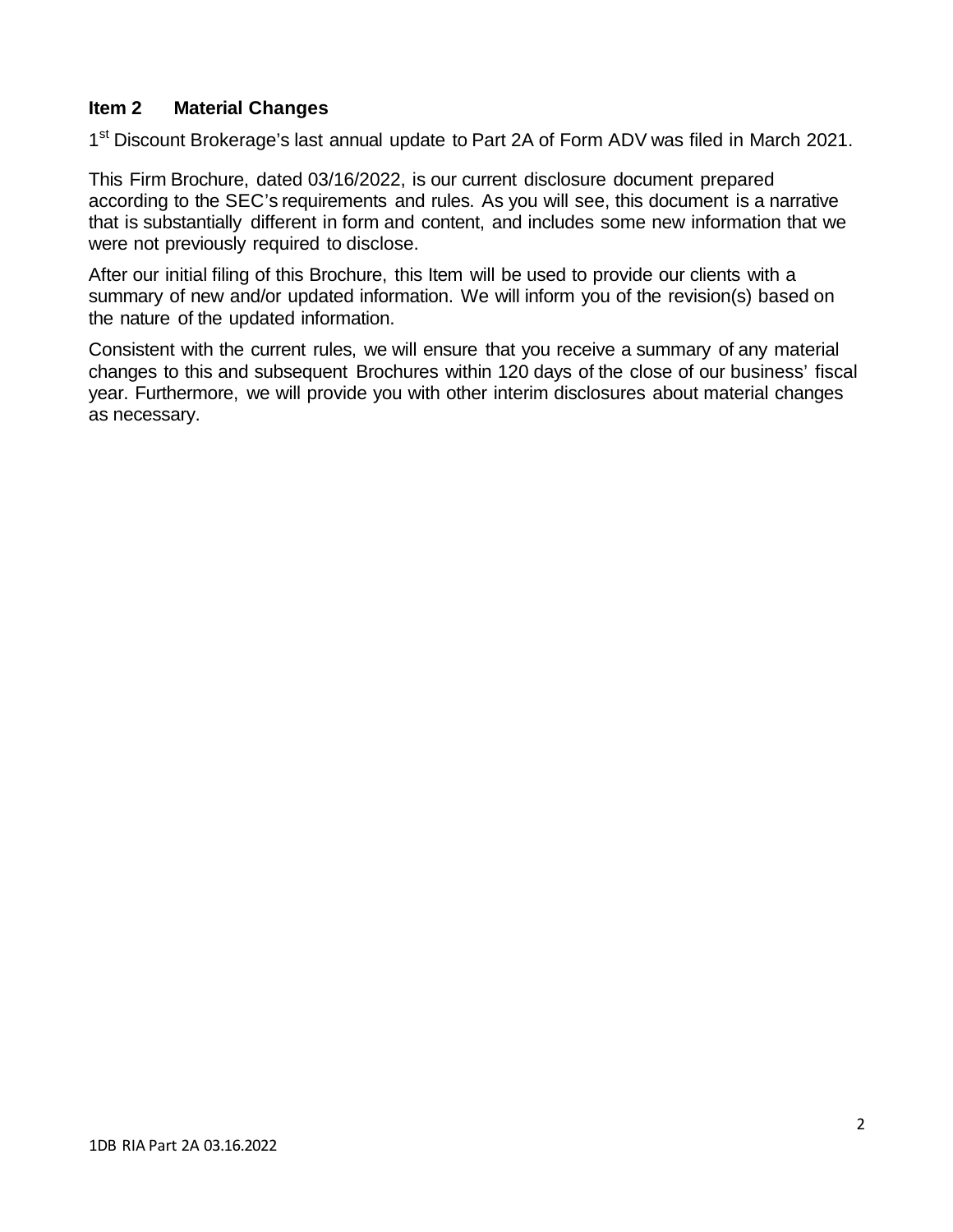## Item 2 Material Changes

1st Discount Brokerage's last annual update to Part 2A of Form ADV was filed in March 2021.

This Firm Brochure, dated 03/16/2022, is our current disclosure document prepared according to the SEC's requirements and rules. As you will see, this document is a narrative that is substantially different in form and content, and includes some new information that we were not previously required to disclose.

After our initial filing of this Brochure, this Item will be used to provide our clients with a summary of new and/or updated information. We will inform you of the revision(s) based on the nature of the updated information.

Consistent with the current rules, we will ensure that you receive a summary of any material changes to this and subsequent Brochures within 120 days of the close of our business' fiscal year. Furthermore, we will provide you with other interim disclosures about material changes as necessary.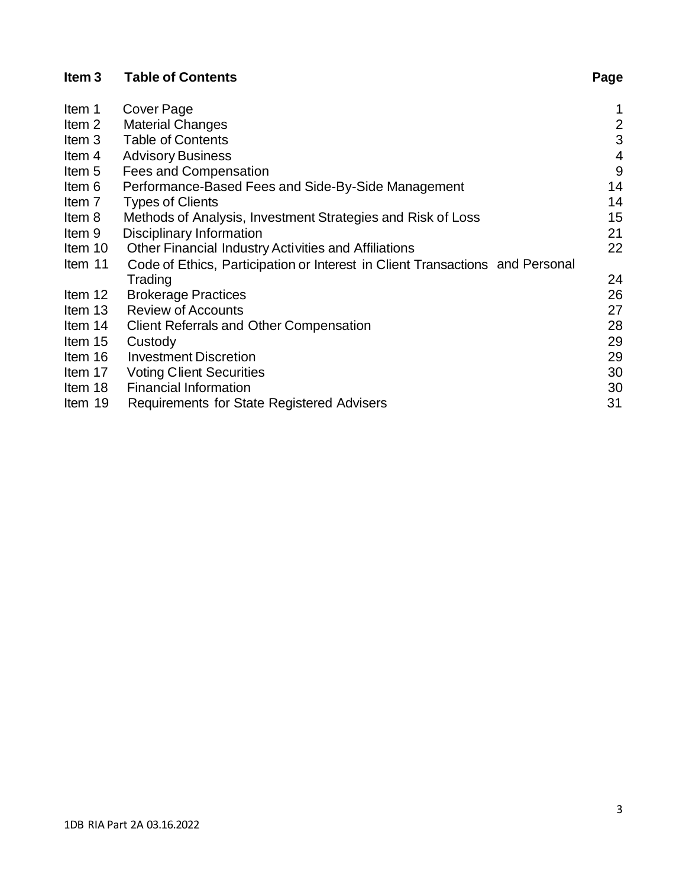## Item 3 Table of Contents

| Item | Title | Page |
| --- | --- | --- |
| Item 1 | Cover Page | 1 |
| Item 2 | Material Changes | 2 |
| Item 3 | Table of Contents | 3 |
| Item 4 | Advisory Business | 4 |
| Item 5 | Fees and Compensation | 9 |
| Item 6 | Performance-Based Fees and Side-By-Side Management | 14 |
| Item 7 | Types of Clients | 14 |
| Item 8 | Methods of Analysis, Investment Strategies and Risk of Loss | 15 |
| Item 9 | Disciplinary Information | 21 |
| Item 10 | Other Financial Industry Activities and Affiliations | 22 |
| Item 11 | Code of Ethics, Participation or Interest in Client Transactions and Personal Trading | 24 |
| Item 12 | Brokerage Practices | 26 |
| Item 13 | Review of Accounts | 27 |
| Item 14 | Client Referrals and Other Compensation | 28 |
| Item 15 | Custody | 29 |
| Item 16 | Investment Discretion | 29 |
| Item 17 | Voting Client Securities | 30 |
| Item 18 | Financial Information | 30 |
| Item 19 | Requirements for State Registered Advisers | 31 |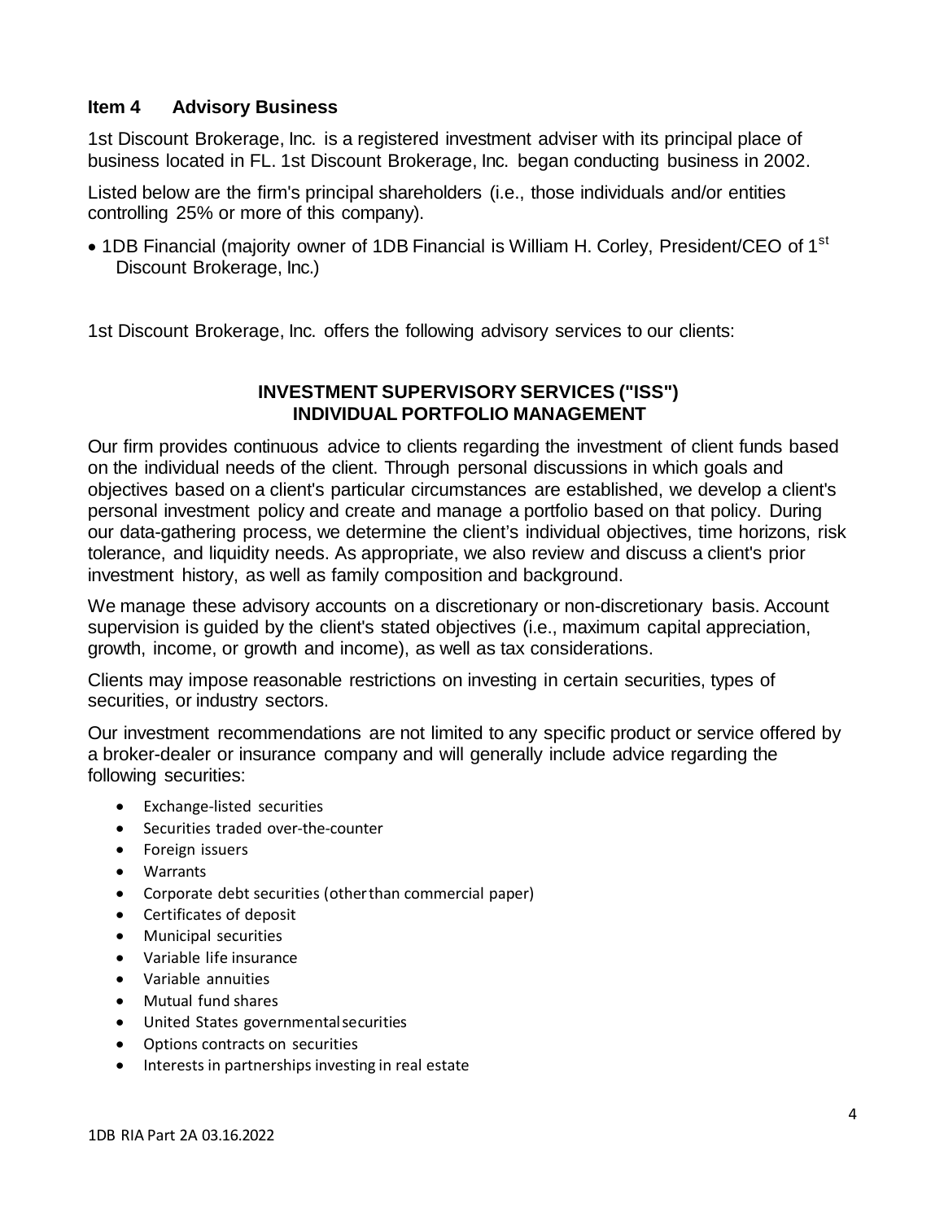## Item 4 Advisory Business

1st Discount Brokerage, Inc. is a registered investment adviser with its principal place of business located in FL. 1st Discount Brokerage, Inc. began conducting business in 2002.

Listed below are the firm's principal shareholders (i.e., those individuals and/or entities controlling 25% or more of this company).

- 1DB Financial (majority owner of 1DB Financial is William H. Corley, President/CEO of 1st Discount Brokerage, Inc.)

1st Discount Brokerage, Inc. offers the following advisory services to our clients:

### INVESTMENT SUPERVISORY SERVICES ("ISS")
### INDIVIDUAL PORTFOLIO MANAGEMENT

Our firm provides continuous advice to clients regarding the investment of client funds based on the individual needs of the client. Through personal discussions in which goals and objectives based on a client's particular circumstances are established, we develop a client's personal investment policy and create and manage a portfolio based on that policy. During our data-gathering process, we determine the client's individual objectives, time horizons, risk tolerance, and liquidity needs. As appropriate, we also review and discuss a client's prior investment history, as well as family composition and background.

We manage these advisory accounts on a discretionary or non-discretionary basis. Account supervision is guided by the client's stated objectives (i.e., maximum capital appreciation, growth, income, or growth and income), as well as tax considerations.

Clients may impose reasonable restrictions on investing in certain securities, types of securities, or industry sectors.

Our investment recommendations are not limited to any specific product or service offered by a broker-dealer or insurance company and will generally include advice regarding the following securities:

- Exchange-listed securities
- Securities traded over-the-counter
- Foreign issuers
- Warrants
- Corporate debt securities (other than commercial paper)
- Certificates of deposit
- Municipal securities
- Variable life insurance
- Variable annuities
- Mutual fund shares
- United States governmental securities
- Options contracts on securities
- Interests in partnerships investing in real estate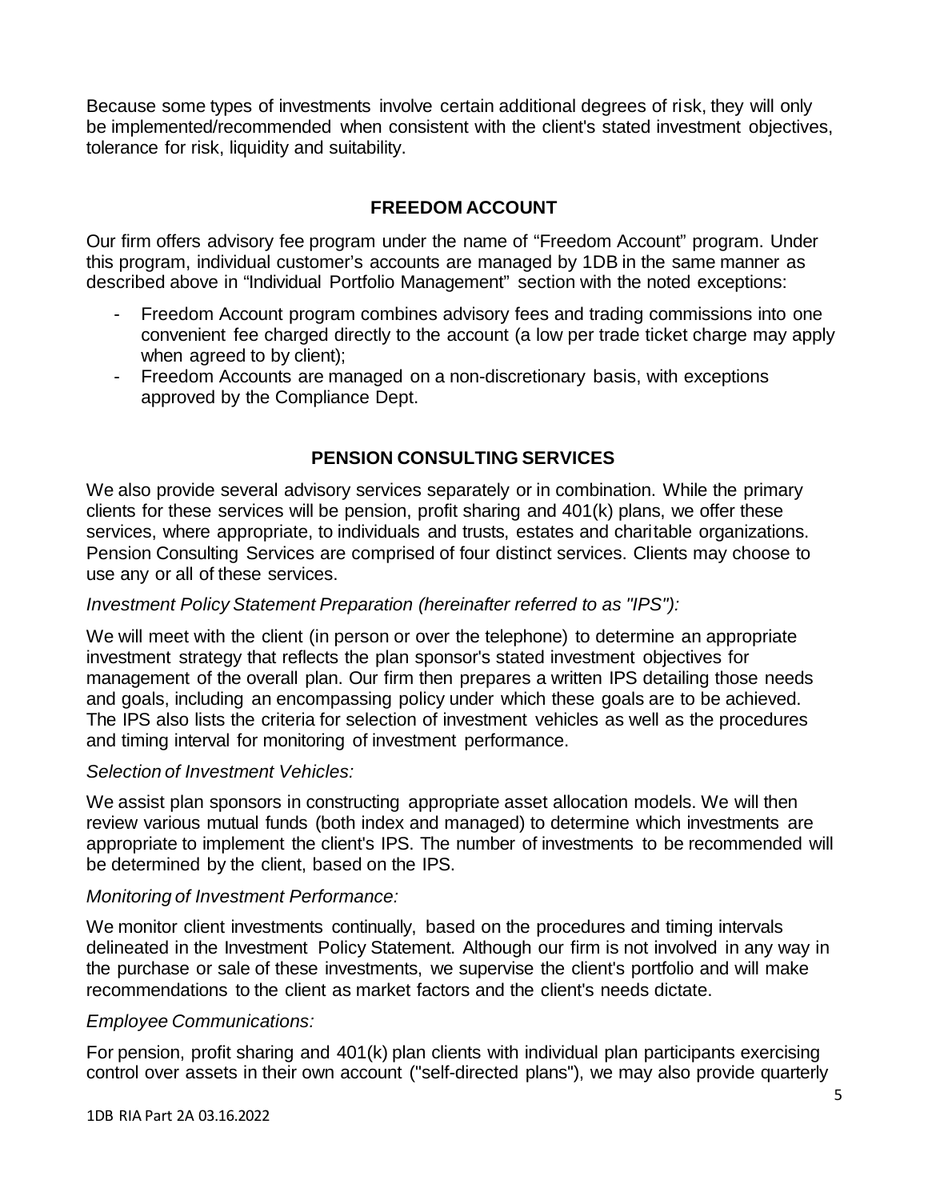Because some types of investments involve certain additional degrees of risk, they will only be implemented/recommended when consistent with the client's stated investment objectives, tolerance for risk, liquidity and suitability.

## FREEDOM ACCOUNT

Our firm offers advisory fee program under the name of "Freedom Account" program. Under this program, individual customer's accounts are managed by 1DB in the same manner as described above in "Individual Portfolio Management" section with the noted exceptions:

- Freedom Account program combines advisory fees and trading commissions into one convenient fee charged directly to the account (a low per trade ticket charge may apply when agreed to by client);
- Freedom Accounts are managed on a non-discretionary basis, with exceptions approved by the Compliance Dept.

## PENSION CONSULTING SERVICES

We also provide several advisory services separately or in combination. While the primary clients for these services will be pension, profit sharing and 401(k) plans, we offer these services, where appropriate, to individuals and trusts, estates and charitable organizations. Pension Consulting Services are comprised of four distinct services. Clients may choose to use any or all of these services.

*Investment Policy Statement Preparation (hereinafter referred to as "IPS"):*

We will meet with the client (in person or over the telephone) to determine an appropriate investment strategy that reflects the plan sponsor's stated investment objectives for management of the overall plan. Our firm then prepares a written IPS detailing those needs and goals, including an encompassing policy under which these goals are to be achieved. The IPS also lists the criteria for selection of investment vehicles as well as the procedures and timing interval for monitoring of investment performance.

*Selection of Investment Vehicles:*

We assist plan sponsors in constructing appropriate asset allocation models. We will then review various mutual funds (both index and managed) to determine which investments are appropriate to implement the client's IPS. The number of investments to be recommended will be determined by the client, based on the IPS.

*Monitoring of Investment Performance:*

We monitor client investments continually, based on the procedures and timing intervals delineated in the Investment Policy Statement. Although our firm is not involved in any way in the purchase or sale of these investments, we supervise the client's portfolio and will make recommendations to the client as market factors and the client's needs dictate.

*Employee Communications:*

For pension, profit sharing and 401(k) plan clients with individual plan participants exercising control over assets in their own account ("self-directed plans"), we may also provide quarterly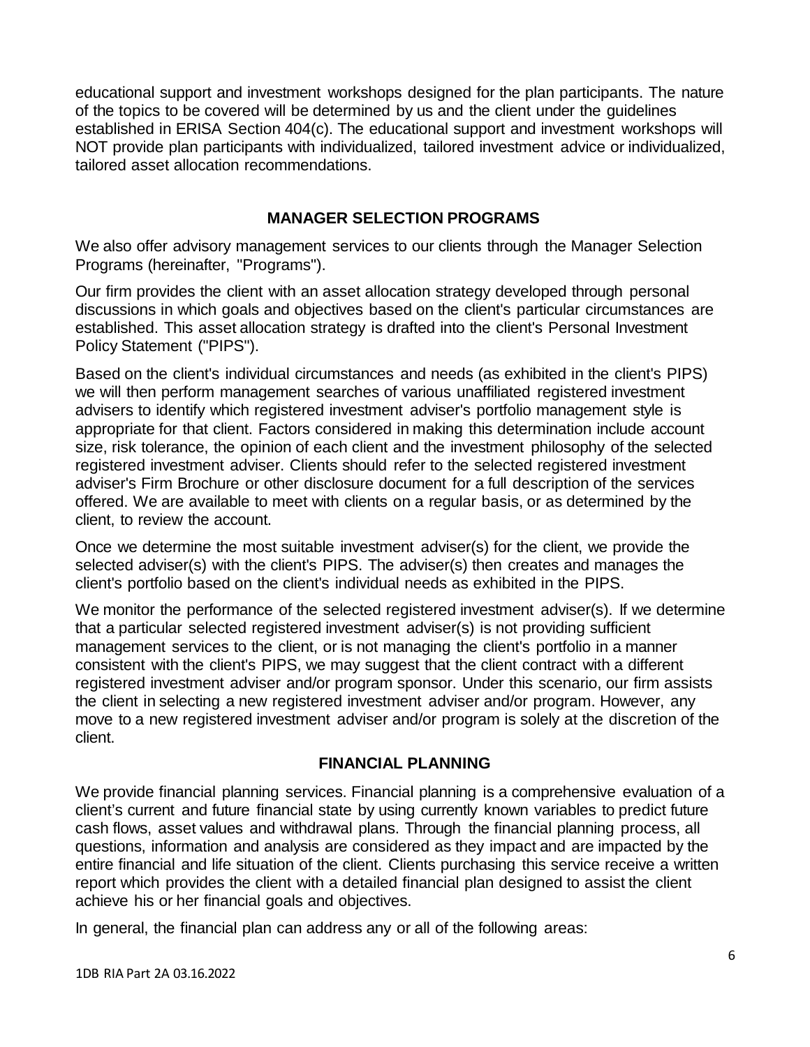educational support and investment workshops designed for the plan participants. The nature of the topics to be covered will be determined by us and the client under the guidelines established in ERISA Section 404(c). The educational support and investment workshops will NOT provide plan participants with individualized, tailored investment advice or individualized, tailored asset allocation recommendations.

## MANAGER SELECTION PROGRAMS

We also offer advisory management services to our clients through the Manager Selection Programs (hereinafter, "Programs").

Our firm provides the client with an asset allocation strategy developed through personal discussions in which goals and objectives based on the client's particular circumstances are established. This asset allocation strategy is drafted into the client's Personal Investment Policy Statement ("PIPS").

Based on the client's individual circumstances and needs (as exhibited in the client's PIPS) we will then perform management searches of various unaffiliated registered investment advisers to identify which registered investment adviser's portfolio management style is appropriate for that client. Factors considered in making this determination include account size, risk tolerance, the opinion of each client and the investment philosophy of the selected registered investment adviser. Clients should refer to the selected registered investment adviser's Firm Brochure or other disclosure document for a full description of the services offered. We are available to meet with clients on a regular basis, or as determined by the client, to review the account.

Once we determine the most suitable investment adviser(s) for the client, we provide the selected adviser(s) with the client's PIPS. The adviser(s) then creates and manages the client's portfolio based on the client's individual needs as exhibited in the PIPS.

We monitor the performance of the selected registered investment adviser(s). If we determine that a particular selected registered investment adviser(s) is not providing sufficient management services to the client, or is not managing the client's portfolio in a manner consistent with the client's PIPS, we may suggest that the client contract with a different registered investment adviser and/or program sponsor. Under this scenario, our firm assists the client in selecting a new registered investment adviser and/or program. However, any move to a new registered investment adviser and/or program is solely at the discretion of the client.

## FINANCIAL PLANNING

We provide financial planning services. Financial planning is a comprehensive evaluation of a client's current and future financial state by using currently known variables to predict future cash flows, asset values and withdrawal plans. Through the financial planning process, all questions, information and analysis are considered as they impact and are impacted by the entire financial and life situation of the client. Clients purchasing this service receive a written report which provides the client with a detailed financial plan designed to assist the client achieve his or her financial goals and objectives.

In general, the financial plan can address any or all of the following areas: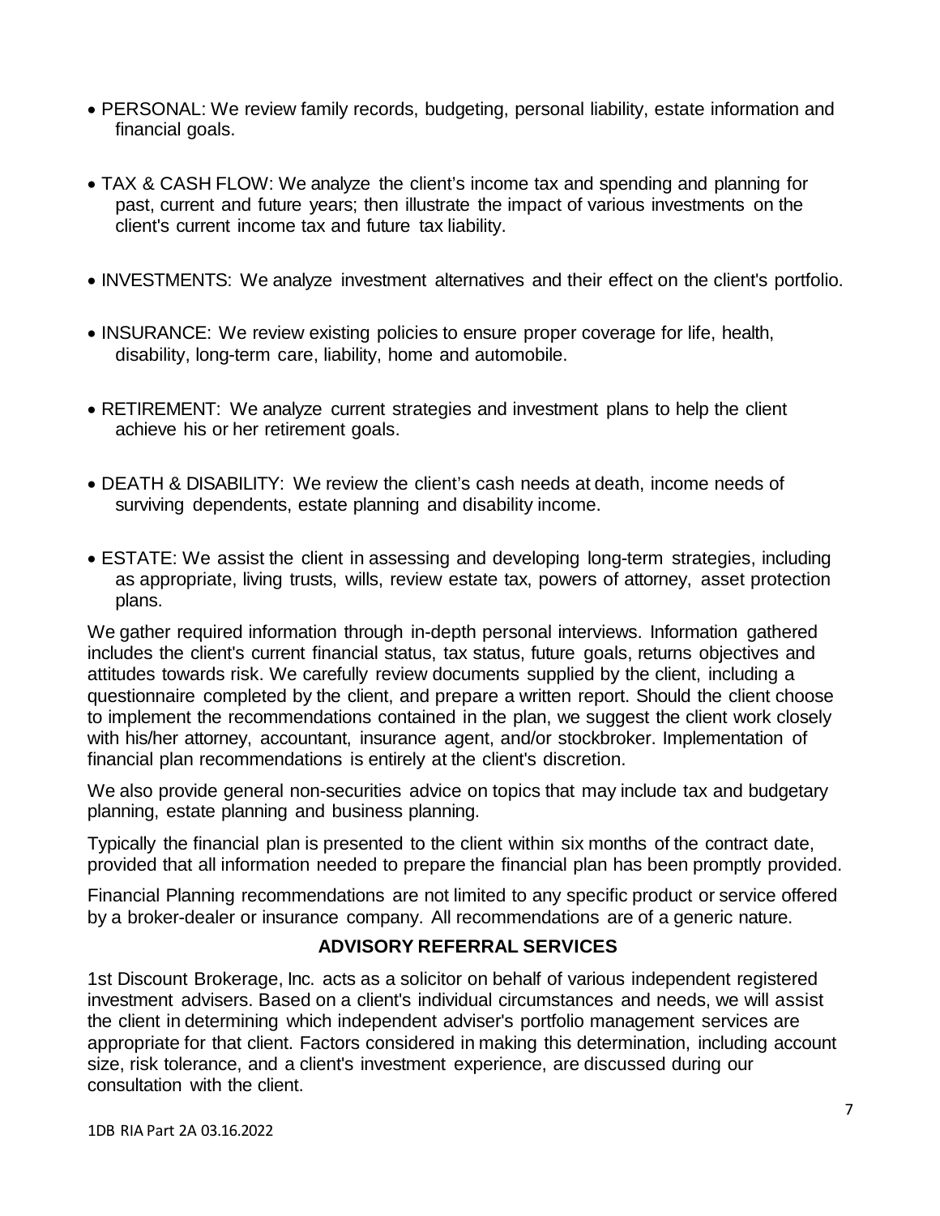- PERSONAL: We review family records, budgeting, personal liability, estate information and financial goals.
- TAX & CASH FLOW: We analyze the client's income tax and spending and planning for past, current and future years; then illustrate the impact of various investments on the client's current income tax and future tax liability.
- INVESTMENTS: We analyze investment alternatives and their effect on the client's portfolio.
- INSURANCE: We review existing policies to ensure proper coverage for life, health, disability, long-term care, liability, home and automobile.
- RETIREMENT: We analyze current strategies and investment plans to help the client achieve his or her retirement goals.
- DEATH & DISABILITY: We review the client's cash needs at death, income needs of surviving dependents, estate planning and disability income.
- ESTATE: We assist the client in assessing and developing long-term strategies, including as appropriate, living trusts, wills, review estate tax, powers of attorney, asset protection plans.

We gather required information through in-depth personal interviews. Information gathered includes the client's current financial status, tax status, future goals, returns objectives and attitudes towards risk. We carefully review documents supplied by the client, including a questionnaire completed by the client, and prepare a written report. Should the client choose to implement the recommendations contained in the plan, we suggest the client work closely with his/her attorney, accountant, insurance agent, and/or stockbroker. Implementation of financial plan recommendations is entirely at the client's discretion.

We also provide general non-securities advice on topics that may include tax and budgetary planning, estate planning and business planning.

Typically the financial plan is presented to the client within six months of the contract date, provided that all information needed to prepare the financial plan has been promptly provided.

Financial Planning recommendations are not limited to any specific product or service offered by a broker-dealer or insurance company. All recommendations are of a generic nature.

## ADVISORY REFERRAL SERVICES

1st Discount Brokerage, Inc. acts as a solicitor on behalf of various independent registered investment advisers. Based on a client's individual circumstances and needs, we will assist the client in determining which independent adviser's portfolio management services are appropriate for that client. Factors considered in making this determination, including account size, risk tolerance, and a client's investment experience, are discussed during our consultation with the client.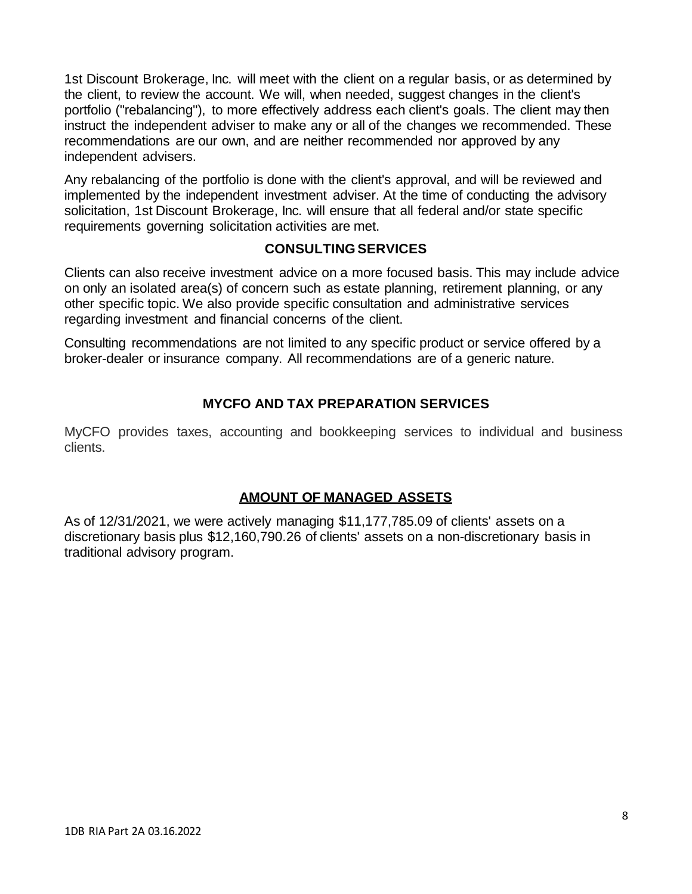1st Discount Brokerage, Inc. will meet with the client on a regular basis, or as determined by the client, to review the account. We will, when needed, suggest changes in the client's portfolio ("rebalancing"), to more effectively address each client's goals. The client may then instruct the independent adviser to make any or all of the changes we recommended. These recommendations are our own, and are neither recommended nor approved by any independent advisers.

Any rebalancing of the portfolio is done with the client's approval, and will be reviewed and implemented by the independent investment adviser. At the time of conducting the advisory solicitation, 1st Discount Brokerage, Inc. will ensure that all federal and/or state specific requirements governing solicitation activities are met.

## CONSULTING SERVICES

Clients can also receive investment advice on a more focused basis. This may include advice on only an isolated area(s) of concern such as estate planning, retirement planning, or any other specific topic. We also provide specific consultation and administrative services regarding investment and financial concerns of the client.

Consulting recommendations are not limited to any specific product or service offered by a broker-dealer or insurance company. All recommendations are of a generic nature.

## MYCFO AND TAX PREPARATION SERVICES

MyCFO provides taxes, accounting and bookkeeping services to individual and business clients.

## AMOUNT OF MANAGED ASSETS

As of 12/31/2021, we were actively managing $11,177,785.09 of clients' assets on a discretionary basis plus $12,160,790.26 of clients' assets on a non-discretionary basis in traditional advisory program.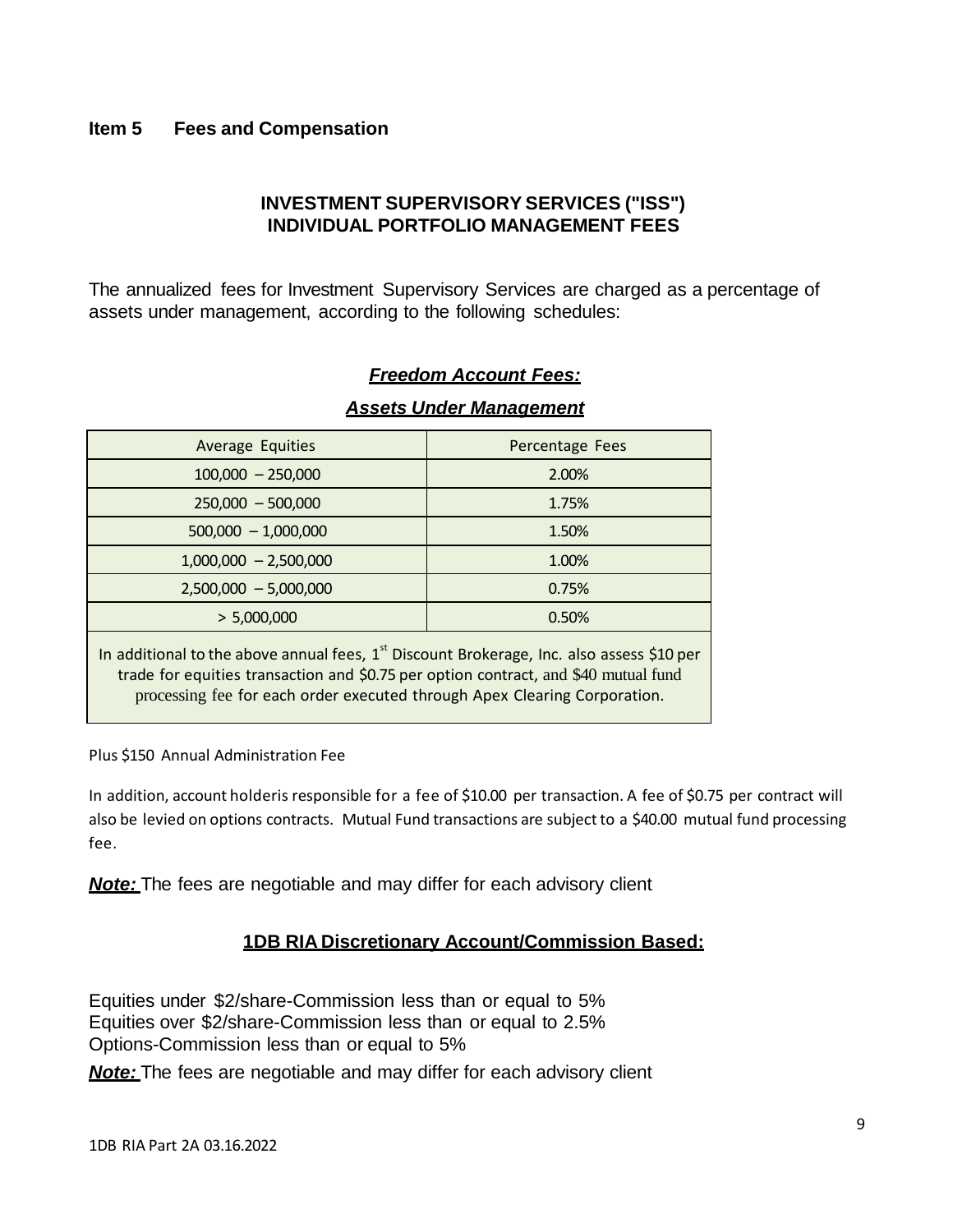## Item 5 Fees and Compensation

### INVESTMENT SUPERVISORY SERVICES ("ISS") INDIVIDUAL PORTFOLIO MANAGEMENT FEES

The annualized fees for Investment Supervisory Services are charged as a percentage of assets under management, according to the following schedules:

***Freedom Account Fees:***

***Assets Under Management***

| Average Equities | Percentage Fees |
|---|---|
| 100,000 – 250,000 | 2.00% |
| 250,000 – 500,000 | 1.75% |
| 500,000 – 1,000,000 | 1.50% |
| 1,000,000 – 2,500,000 | 1.00% |
| 2,500,000 – 5,000,000 | 0.75% |
| > 5,000,000 | 0.50% |
| In additional to the above annual fees, 1st Discount Brokerage, Inc. also assess $10 per trade for equities transaction and $0.75 per option contract, and $40 mutual fund processing fee for each order executed through Apex Clearing Corporation. | |

Plus $150 Annual Administration Fee

In addition, account holderis responsible for a fee of $10.00 per transaction. A fee of $0.75 per contract will also be levied on options contracts. Mutual Fund transactions are subject to a $40.00 mutual fund processing fee.

***Note:*** The fees are negotiable and may differ for each advisory client

### 1DB RIA Discretionary Account/Commission Based:

Equities under $2/share-Commission less than or equal to 5%
Equities over $2/share-Commission less than or equal to 2.5%
Options-Commission less than or equal to 5%

***Note:*** The fees are negotiable and may differ for each advisory client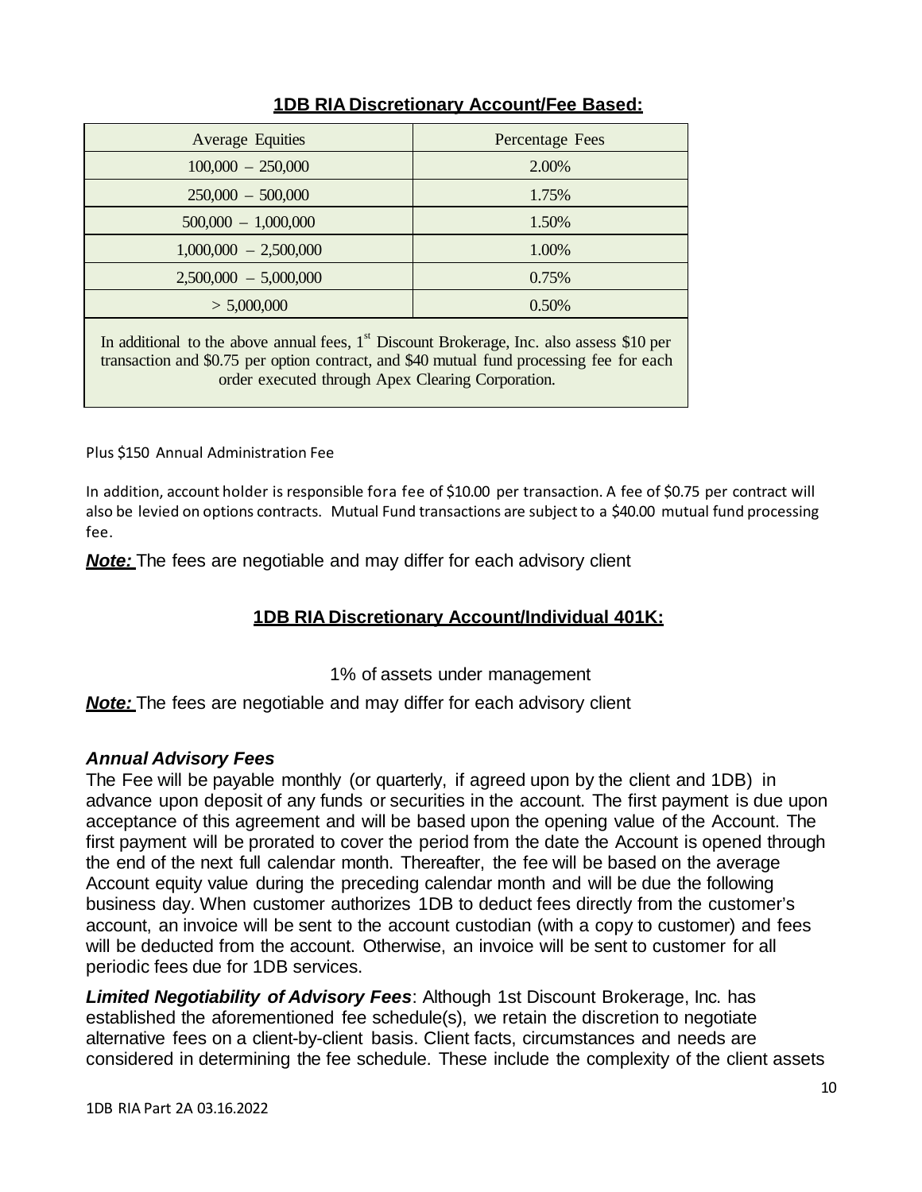## 1DB RIA Discretionary Account/Fee Based:

| Average Equities | Percentage Fees |
|---|---|
| 100,000 – 250,000 | 2.00% |
| 250,000 – 500,000 | 1.75% |
| 500,000 – 1,000,000 | 1.50% |
| 1,000,000 – 2,500,000 | 1.00% |
| 2,500,000 – 5,000,000 | 0.75% |
| > 5,000,000 | 0.50% |
| In additional to the above annual fees, 1st Discount Brokerage, Inc. also assess $10 per transaction and $0.75 per option contract, and $40 mutual fund processing fee for each order executed through Apex Clearing Corporation. | |

Plus $150 Annual Administration Fee

In addition, account holder is responsible fora fee of $10.00 per transaction. A fee of $0.75 per contract will also be levied on options contracts. Mutual Fund transactions are subject to a $40.00 mutual fund processing fee.

***Note:*** The fees are negotiable and may differ for each advisory client

## 1DB RIA Discretionary Account/Individual 401K:

1% of assets under management

***Note:*** The fees are negotiable and may differ for each advisory client

### *Annual Advisory Fees*

The Fee will be payable monthly (or quarterly, if agreed upon by the client and 1DB) in advance upon deposit of any funds or securities in the account. The first payment is due upon acceptance of this agreement and will be based upon the opening value of the Account. The first payment will be prorated to cover the period from the date the Account is opened through the end of the next full calendar month. Thereafter, the fee will be based on the average Account equity value during the preceding calendar month and will be due the following business day. When customer authorizes 1DB to deduct fees directly from the customer's account, an invoice will be sent to the account custodian (with a copy to customer) and fees will be deducted from the account. Otherwise, an invoice will be sent to customer for all periodic fees due for 1DB services.

***Limited Negotiability of Advisory Fees***: Although 1st Discount Brokerage, Inc. has established the aforementioned fee schedule(s), we retain the discretion to negotiate alternative fees on a client-by-client basis. Client facts, circumstances and needs are considered in determining the fee schedule. These include the complexity of the client assets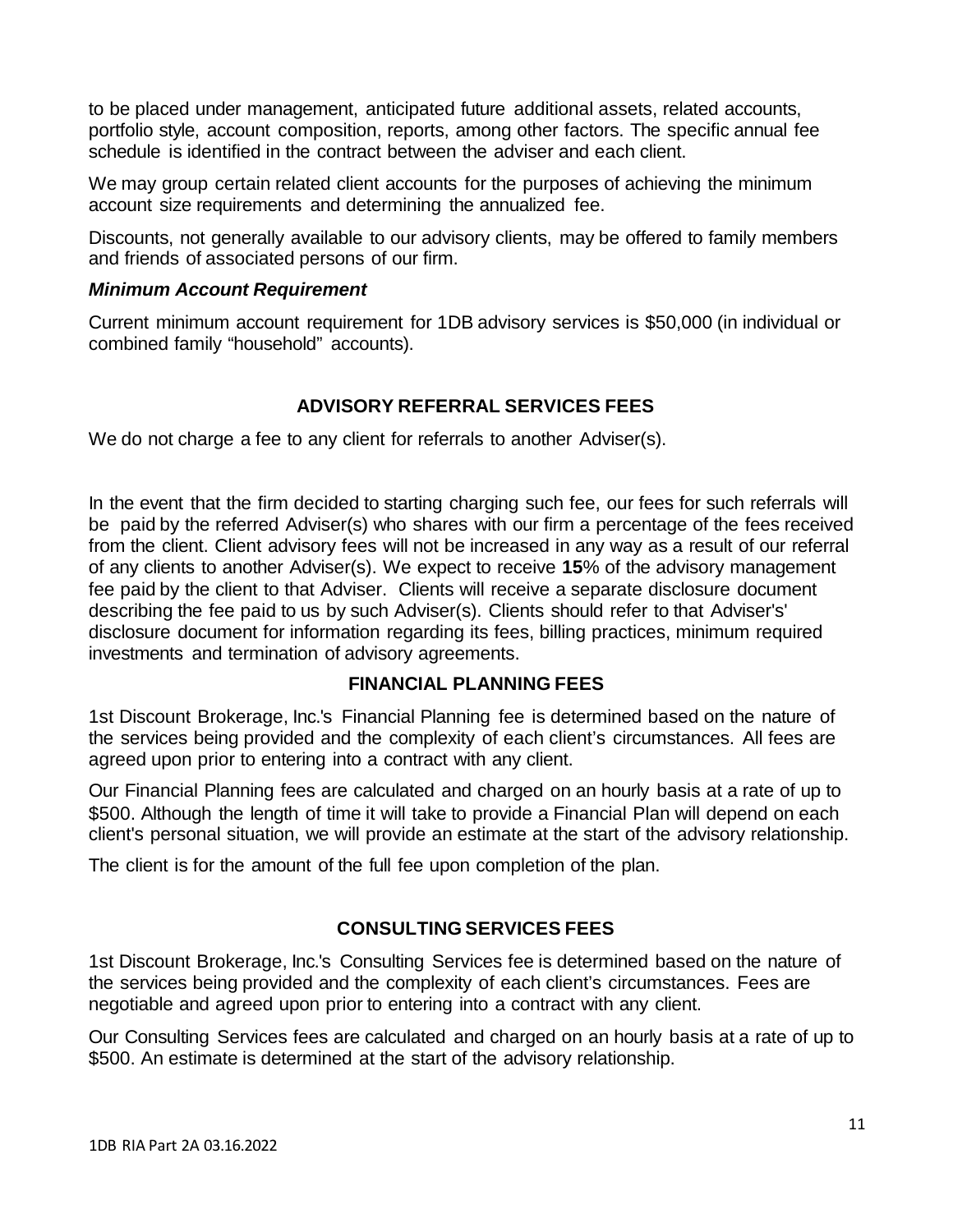to be placed under management, anticipated future additional assets, related accounts, portfolio style, account composition, reports, among other factors. The specific annual fee schedule is identified in the contract between the adviser and each client.

We may group certain related client accounts for the purposes of achieving the minimum account size requirements and determining the annualized fee.

Discounts, not generally available to our advisory clients, may be offered to family members and friends of associated persons of our firm.

***Minimum Account Requirement***

Current minimum account requirement for 1DB advisory services is $50,000 (in individual or combined family "household" accounts).

## ADVISORY REFERRAL SERVICES FEES

We do not charge a fee to any client for referrals to another Adviser(s).

In the event that the firm decided to starting charging such fee, our fees for such referrals will be paid by the referred Adviser(s) who shares with our firm a percentage of the fees received from the client. Client advisory fees will not be increased in any way as a result of our referral of any clients to another Adviser(s). We expect to receive **15**% of the advisory management fee paid by the client to that Adviser. Clients will receive a separate disclosure document describing the fee paid to us by such Adviser(s). Clients should refer to that Adviser's' disclosure document for information regarding its fees, billing practices, minimum required investments and termination of advisory agreements.

## FINANCIAL PLANNING FEES

1st Discount Brokerage, Inc.'s Financial Planning fee is determined based on the nature of the services being provided and the complexity of each client's circumstances. All fees are agreed upon prior to entering into a contract with any client.

Our Financial Planning fees are calculated and charged on an hourly basis at a rate of up to $500. Although the length of time it will take to provide a Financial Plan will depend on each client's personal situation, we will provide an estimate at the start of the advisory relationship.

The client is for the amount of the full fee upon completion of the plan.

## CONSULTING SERVICES FEES

1st Discount Brokerage, Inc.'s Consulting Services fee is determined based on the nature of the services being provided and the complexity of each client's circumstances. Fees are negotiable and agreed upon prior to entering into a contract with any client.

Our Consulting Services fees are calculated and charged on an hourly basis at a rate of up to $500. An estimate is determined at the start of the advisory relationship.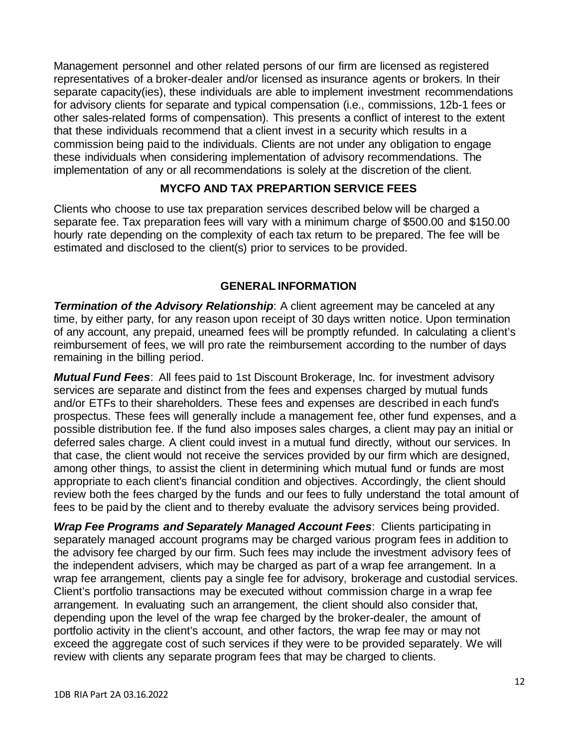Management personnel and other related persons of our firm are licensed as registered representatives of a broker-dealer and/or licensed as insurance agents or brokers. In their separate capacity(ies), these individuals are able to implement investment recommendations for advisory clients for separate and typical compensation (i.e., commissions, 12b-1 fees or other sales-related forms of compensation). This presents a conflict of interest to the extent that these individuals recommend that a client invest in a security which results in a commission being paid to the individuals. Clients are not under any obligation to engage these individuals when considering implementation of advisory recommendations. The implementation of any or all recommendations is solely at the discretion of the client.

## MYCFO AND TAX PREPARTION SERVICE FEES

Clients who choose to use tax preparation services described below will be charged a separate fee. Tax preparation fees will vary with a minimum charge of $500.00 and $150.00 hourly rate depending on the complexity of each tax return to be prepared. The fee will be estimated and disclosed to the client(s) prior to services to be provided.

## GENERAL INFORMATION

***Termination of the Advisory Relationship***: A client agreement may be canceled at any time, by either party, for any reason upon receipt of 30 days written notice. Upon termination of any account, any prepaid, unearned fees will be promptly refunded. In calculating a client's reimbursement of fees, we will pro rate the reimbursement according to the number of days remaining in the billing period.

***Mutual Fund Fees***: All fees paid to 1st Discount Brokerage, Inc. for investment advisory services are separate and distinct from the fees and expenses charged by mutual funds and/or ETFs to their shareholders. These fees and expenses are described in each fund's prospectus. These fees will generally include a management fee, other fund expenses, and a possible distribution fee. If the fund also imposes sales charges, a client may pay an initial or deferred sales charge. A client could invest in a mutual fund directly, without our services. In that case, the client would not receive the services provided by our firm which are designed, among other things, to assist the client in determining which mutual fund or funds are most appropriate to each client's financial condition and objectives. Accordingly, the client should review both the fees charged by the funds and our fees to fully understand the total amount of fees to be paid by the client and to thereby evaluate the advisory services being provided.

***Wrap Fee Programs and Separately Managed Account Fees***: Clients participating in separately managed account programs may be charged various program fees in addition to the advisory fee charged by our firm. Such fees may include the investment advisory fees of the independent advisers, which may be charged as part of a wrap fee arrangement. In a wrap fee arrangement, clients pay a single fee for advisory, brokerage and custodial services. Client's portfolio transactions may be executed without commission charge in a wrap fee arrangement. In evaluating such an arrangement, the client should also consider that, depending upon the level of the wrap fee charged by the broker-dealer, the amount of portfolio activity in the client's account, and other factors, the wrap fee may or may not exceed the aggregate cost of such services if they were to be provided separately. We will review with clients any separate program fees that may be charged to clients.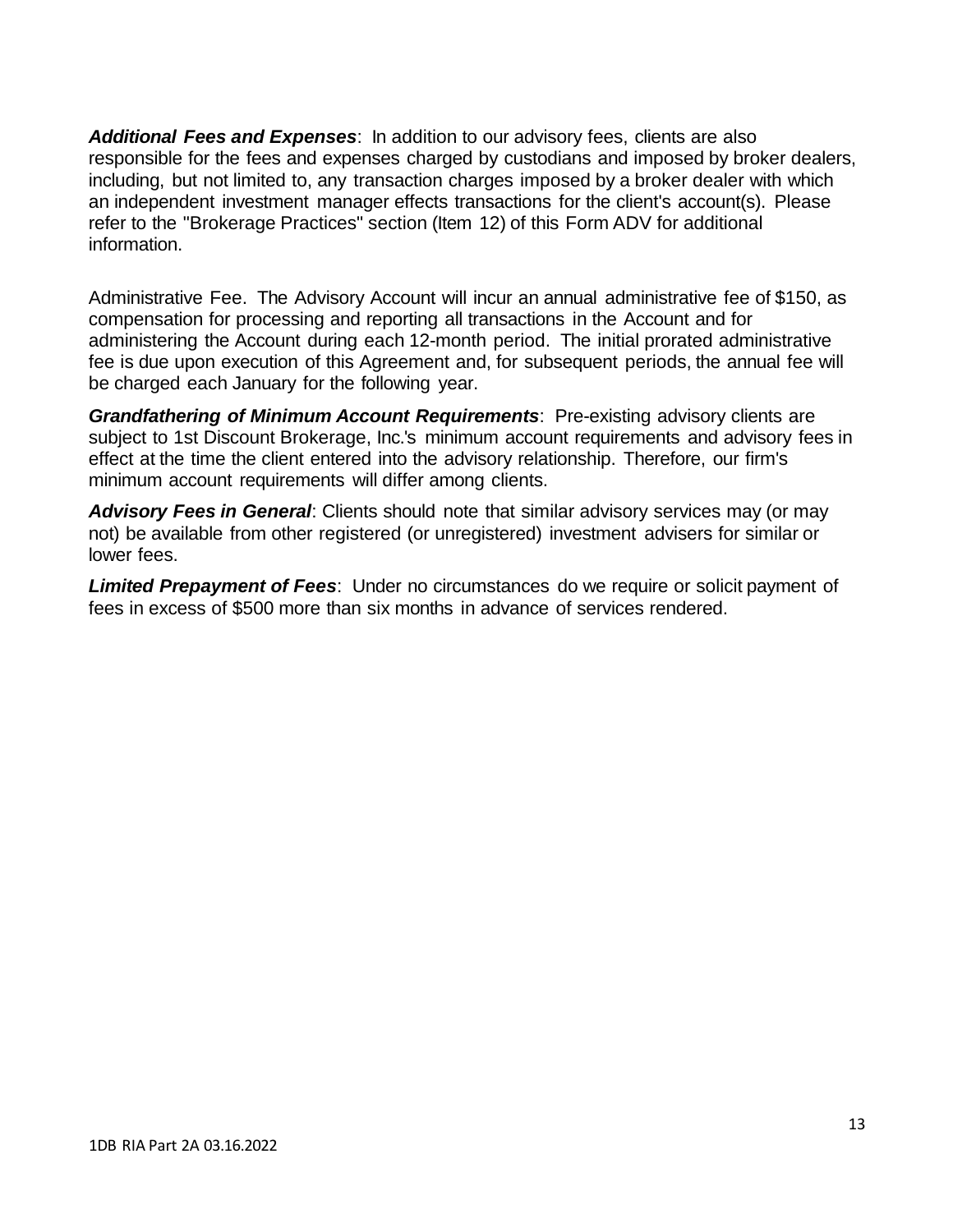***Additional Fees and Expenses***: In addition to our advisory fees, clients are also responsible for the fees and expenses charged by custodians and imposed by broker dealers, including, but not limited to, any transaction charges imposed by a broker dealer with which an independent investment manager effects transactions for the client's account(s). Please refer to the "Brokerage Practices" section (Item 12) of this Form ADV for additional information.

Administrative Fee. The Advisory Account will incur an annual administrative fee of $150, as compensation for processing and reporting all transactions in the Account and for administering the Account during each 12-month period. The initial prorated administrative fee is due upon execution of this Agreement and, for subsequent periods, the annual fee will be charged each January for the following year.

***Grandfathering of Minimum Account Requirements***: Pre-existing advisory clients are subject to 1st Discount Brokerage, Inc.'s minimum account requirements and advisory fees in effect at the time the client entered into the advisory relationship. Therefore, our firm's minimum account requirements will differ among clients.

***Advisory Fees in General***: Clients should note that similar advisory services may (or may not) be available from other registered (or unregistered) investment advisers for similar or lower fees.

***Limited Prepayment of Fees***: Under no circumstances do we require or solicit payment of fees in excess of $500 more than six months in advance of services rendered.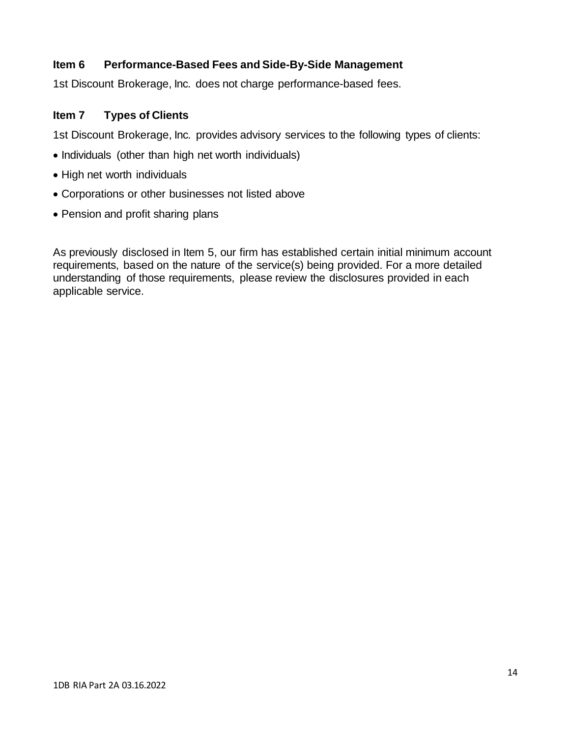## Item 6 Performance-Based Fees and Side-By-Side Management

1st Discount Brokerage, Inc. does not charge performance-based fees.

## Item 7 Types of Clients

1st Discount Brokerage, Inc. provides advisory services to the following types of clients:

- Individuals (other than high net worth individuals)
- High net worth individuals
- Corporations or other businesses not listed above
- Pension and profit sharing plans

As previously disclosed in Item 5, our firm has established certain initial minimum account requirements, based on the nature of the service(s) being provided. For a more detailed understanding of those requirements, please review the disclosures provided in each applicable service.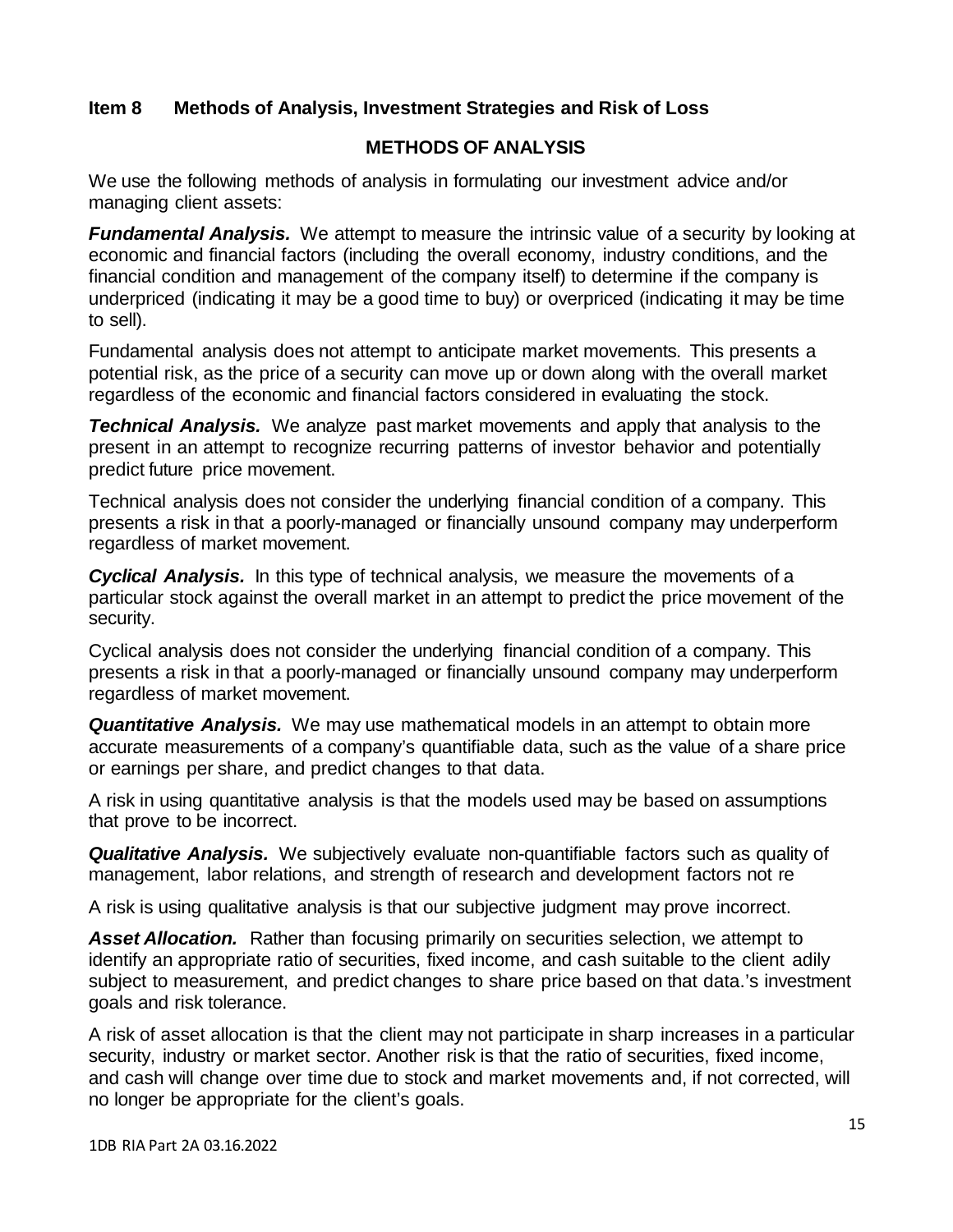## Item 8 Methods of Analysis, Investment Strategies and Risk of Loss

### METHODS OF ANALYSIS

We use the following methods of analysis in formulating our investment advice and/or managing client assets:

***Fundamental Analysis.*** We attempt to measure the intrinsic value of a security by looking at economic and financial factors (including the overall economy, industry conditions, and the financial condition and management of the company itself) to determine if the company is underpriced (indicating it may be a good time to buy) or overpriced (indicating it may be time to sell).

Fundamental analysis does not attempt to anticipate market movements. This presents a potential risk, as the price of a security can move up or down along with the overall market regardless of the economic and financial factors considered in evaluating the stock.

***Technical Analysis.*** We analyze past market movements and apply that analysis to the present in an attempt to recognize recurring patterns of investor behavior and potentially predict future price movement.

Technical analysis does not consider the underlying financial condition of a company. This presents a risk in that a poorly-managed or financially unsound company may underperform regardless of market movement.

***Cyclical Analysis.*** In this type of technical analysis, we measure the movements of a particular stock against the overall market in an attempt to predict the price movement of the security.

Cyclical analysis does not consider the underlying financial condition of a company. This presents a risk in that a poorly-managed or financially unsound company may underperform regardless of market movement.

***Quantitative Analysis.*** We may use mathematical models in an attempt to obtain more accurate measurements of a company's quantifiable data, such as the value of a share price or earnings per share, and predict changes to that data.

A risk in using quantitative analysis is that the models used may be based on assumptions that prove to be incorrect.

***Qualitative Analysis.*** We subjectively evaluate non-quantifiable factors such as quality of management, labor relations, and strength of research and development factors not re

A risk is using qualitative analysis is that our subjective judgment may prove incorrect.

***Asset Allocation.*** Rather than focusing primarily on securities selection, we attempt to identify an appropriate ratio of securities, fixed income, and cash suitable to the client adily subject to measurement, and predict changes to share price based on that data.'s investment goals and risk tolerance.

A risk of asset allocation is that the client may not participate in sharp increases in a particular security, industry or market sector. Another risk is that the ratio of securities, fixed income, and cash will change over time due to stock and market movements and, if not corrected, will no longer be appropriate for the client's goals.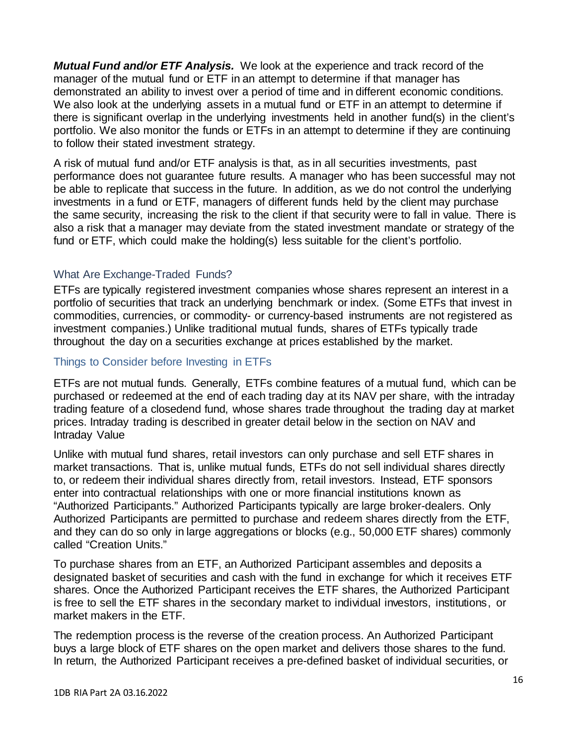***Mutual Fund and/or ETF Analysis.*** We look at the experience and track record of the manager of the mutual fund or ETF in an attempt to determine if that manager has demonstrated an ability to invest over a period of time and in different economic conditions. We also look at the underlying assets in a mutual fund or ETF in an attempt to determine if there is significant overlap in the underlying investments held in another fund(s) in the client's portfolio. We also monitor the funds or ETFs in an attempt to determine if they are continuing to follow their stated investment strategy.

A risk of mutual fund and/or ETF analysis is that, as in all securities investments, past performance does not guarantee future results. A manager who has been successful may not be able to replicate that success in the future. In addition, as we do not control the underlying investments in a fund or ETF, managers of different funds held by the client may purchase the same security, increasing the risk to the client if that security were to fall in value. There is also a risk that a manager may deviate from the stated investment mandate or strategy of the fund or ETF, which could make the holding(s) less suitable for the client's portfolio.

### What Are Exchange-Traded Funds?

ETFs are typically registered investment companies whose shares represent an interest in a portfolio of securities that track an underlying benchmark or index. (Some ETFs that invest in commodities, currencies, or commodity- or currency-based instruments are not registered as investment companies.) Unlike traditional mutual funds, shares of ETFs typically trade throughout the day on a securities exchange at prices established by the market.

### Things to Consider before Investing in ETFs

ETFs are not mutual funds. Generally, ETFs combine features of a mutual fund, which can be purchased or redeemed at the end of each trading day at its NAV per share, with the intraday trading feature of a closedend fund, whose shares trade throughout the trading day at market prices. Intraday trading is described in greater detail below in the section on NAV and Intraday Value

Unlike with mutual fund shares, retail investors can only purchase and sell ETF shares in market transactions. That is, unlike mutual funds, ETFs do not sell individual shares directly to, or redeem their individual shares directly from, retail investors. Instead, ETF sponsors enter into contractual relationships with one or more financial institutions known as "Authorized Participants." Authorized Participants typically are large broker-dealers. Only Authorized Participants are permitted to purchase and redeem shares directly from the ETF, and they can do so only in large aggregations or blocks (e.g., 50,000 ETF shares) commonly called "Creation Units."

To purchase shares from an ETF, an Authorized Participant assembles and deposits a designated basket of securities and cash with the fund in exchange for which it receives ETF shares. Once the Authorized Participant receives the ETF shares, the Authorized Participant is free to sell the ETF shares in the secondary market to individual investors, institutions, or market makers in the ETF.

The redemption process is the reverse of the creation process. An Authorized Participant buys a large block of ETF shares on the open market and delivers those shares to the fund. In return, the Authorized Participant receives a pre-defined basket of individual securities, or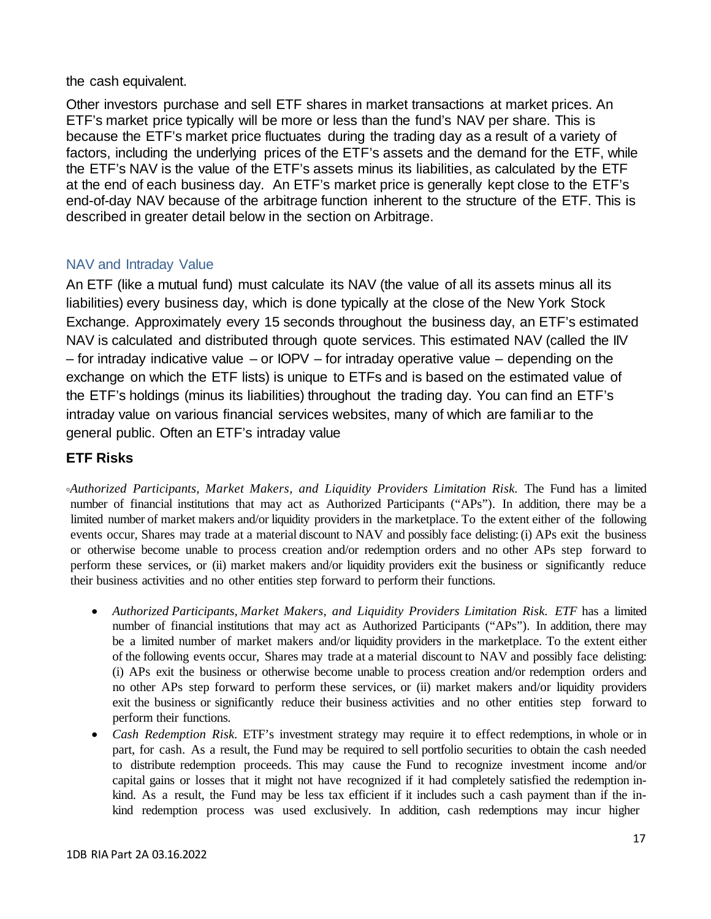the cash equivalent.

Other investors purchase and sell ETF shares in market transactions at market prices. An ETF's market price typically will be more or less than the fund's NAV per share. This is because the ETF's market price fluctuates during the trading day as a result of a variety of factors, including the underlying prices of the ETF's assets and the demand for the ETF, while the ETF's NAV is the value of the ETF's assets minus its liabilities, as calculated by the ETF at the end of each business day. An ETF's market price is generally kept close to the ETF's end-of-day NAV because of the arbitrage function inherent to the structure of the ETF. This is described in greater detail below in the section on Arbitrage.

### NAV and Intraday Value

An ETF (like a mutual fund) must calculate its NAV (the value of all its assets minus all its liabilities) every business day, which is done typically at the close of the New York Stock Exchange. Approximately every 15 seconds throughout the business day, an ETF's estimated NAV is calculated and distributed through quote services. This estimated NAV (called the IIV – for intraday indicative value – or IOPV – for intraday operative value – depending on the exchange on which the ETF lists) is unique to ETFs and is based on the estimated value of the ETF's holdings (minus its liabilities) throughout the trading day. You can find an ETF's intraday value on various financial services websites, many of which are familiar to the general public. Often an ETF's intraday value

### ETF Risks

◦*Authorized Participants, Market Makers, and Liquidity Providers Limitation Risk.* The Fund has a limited number of financial institutions that may act as Authorized Participants ("APs"). In addition, there may be a limited number of market makers and/or liquidity providers in the marketplace. To the extent either of the following events occur, Shares may trade at a material discount to NAV and possibly face delisting: (i) APs exit the business or otherwise become unable to process creation and/or redemption orders and no other APs step forward to perform these services, or (ii) market makers and/or liquidity providers exit the business or significantly reduce their business activities and no other entities step forward to perform their functions.

- *Authorized Participants, Market Makers, and Liquidity Providers Limitation Risk. ETF* has a limited number of financial institutions that may act as Authorized Participants ("APs"). In addition, there may be a limited number of market makers and/or liquidity providers in the marketplace. To the extent either of the following events occur, Shares may trade at a material discount to NAV and possibly face delisting: (i) APs exit the business or otherwise become unable to process creation and/or redemption orders and no other APs step forward to perform these services, or (ii) market makers and/or liquidity providers exit the business or significantly reduce their business activities and no other entities step forward to perform their functions.
- *Cash Redemption Risk.* ETF's investment strategy may require it to effect redemptions, in whole or in part, for cash. As a result, the Fund may be required to sell portfolio securities to obtain the cash needed to distribute redemption proceeds. This may cause the Fund to recognize investment income and/or capital gains or losses that it might not have recognized if it had completely satisfied the redemption in-kind. As a result, the Fund may be less tax efficient if it includes such a cash payment than if the in-kind redemption process was used exclusively. In addition, cash redemptions may incur higher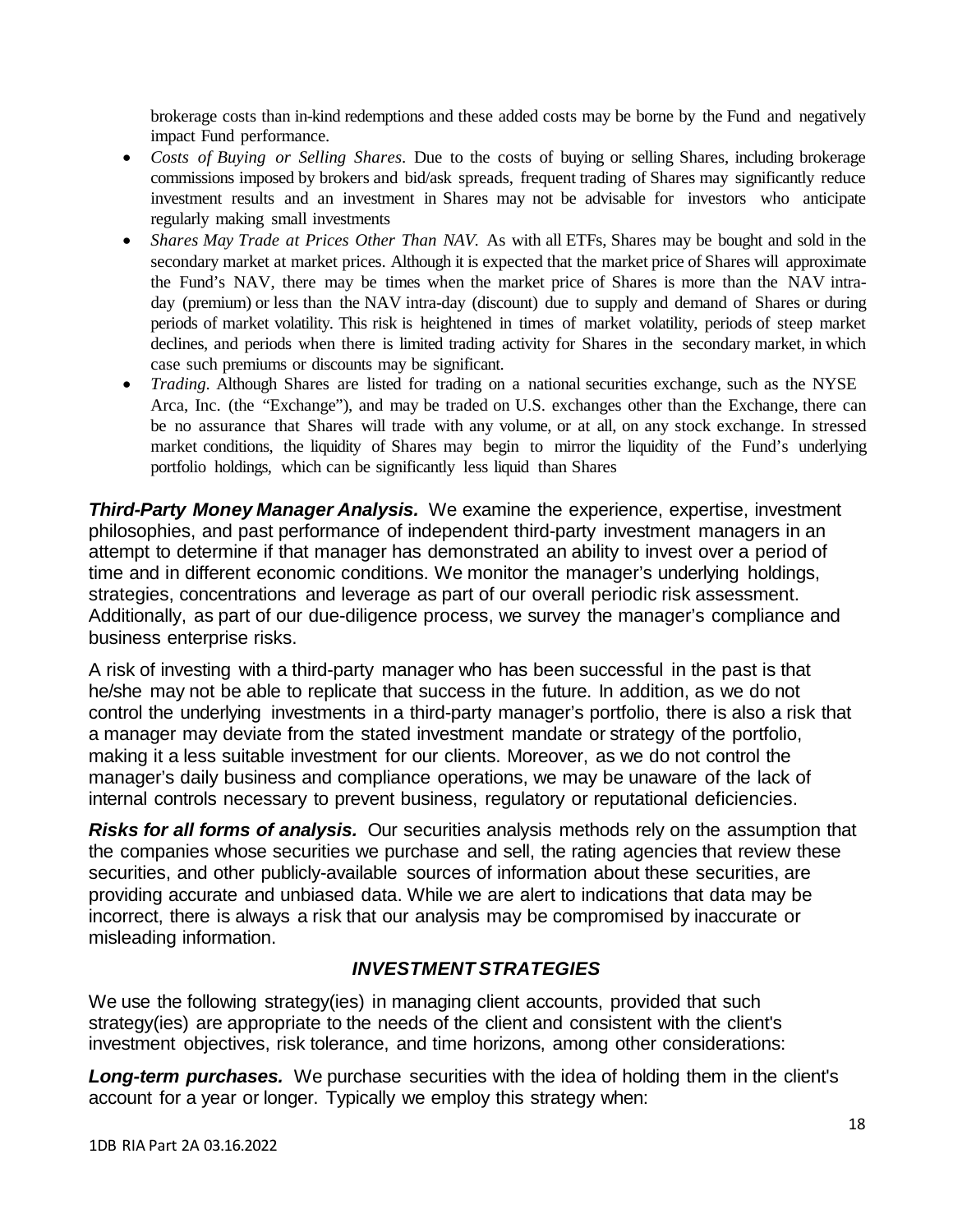brokerage costs than in-kind redemptions and these added costs may be borne by the Fund and negatively impact Fund performance.

- *Costs of Buying or Selling Shares*. Due to the costs of buying or selling Shares, including brokerage commissions imposed by brokers and bid/ask spreads, frequent trading of Shares may significantly reduce investment results and an investment in Shares may not be advisable for investors who anticipate regularly making small investments
- *Shares May Trade at Prices Other Than NAV.* As with all ETFs, Shares may be bought and sold in the secondary market at market prices. Although it is expected that the market price of Shares will approximate the Fund's NAV, there may be times when the market price of Shares is more than the NAV intra-day (premium) or less than the NAV intra-day (discount) due to supply and demand of Shares or during periods of market volatility. This risk is heightened in times of market volatility, periods of steep market declines, and periods when there is limited trading activity for Shares in the secondary market, in which case such premiums or discounts may be significant.
- *Trading*. Although Shares are listed for trading on a national securities exchange, such as the NYSE Arca, Inc. (the "Exchange"), and may be traded on U.S. exchanges other than the Exchange, there can be no assurance that Shares will trade with any volume, or at all, on any stock exchange. In stressed market conditions, the liquidity of Shares may begin to mirror the liquidity of the Fund's underlying portfolio holdings, which can be significantly less liquid than Shares

***Third-Party Money Manager Analysis.*** We examine the experience, expertise, investment philosophies, and past performance of independent third-party investment managers in an attempt to determine if that manager has demonstrated an ability to invest over a period of time and in different economic conditions. We monitor the manager's underlying holdings, strategies, concentrations and leverage as part of our overall periodic risk assessment. Additionally, as part of our due-diligence process, we survey the manager's compliance and business enterprise risks.

A risk of investing with a third-party manager who has been successful in the past is that he/she may not be able to replicate that success in the future. In addition, as we do not control the underlying investments in a third-party manager's portfolio, there is also a risk that a manager may deviate from the stated investment mandate or strategy of the portfolio, making it a less suitable investment for our clients. Moreover, as we do not control the manager's daily business and compliance operations, we may be unaware of the lack of internal controls necessary to prevent business, regulatory or reputational deficiencies.

***Risks for all forms of analysis.*** Our securities analysis methods rely on the assumption that the companies whose securities we purchase and sell, the rating agencies that review these securities, and other publicly-available sources of information about these securities, are providing accurate and unbiased data. While we are alert to indications that data may be incorrect, there is always a risk that our analysis may be compromised by inaccurate or misleading information.

### *INVESTMENT STRATEGIES*

We use the following strategy(ies) in managing client accounts, provided that such strategy(ies) are appropriate to the needs of the client and consistent with the client's investment objectives, risk tolerance, and time horizons, among other considerations:

***Long-term purchases.*** We purchase securities with the idea of holding them in the client's account for a year or longer. Typically we employ this strategy when: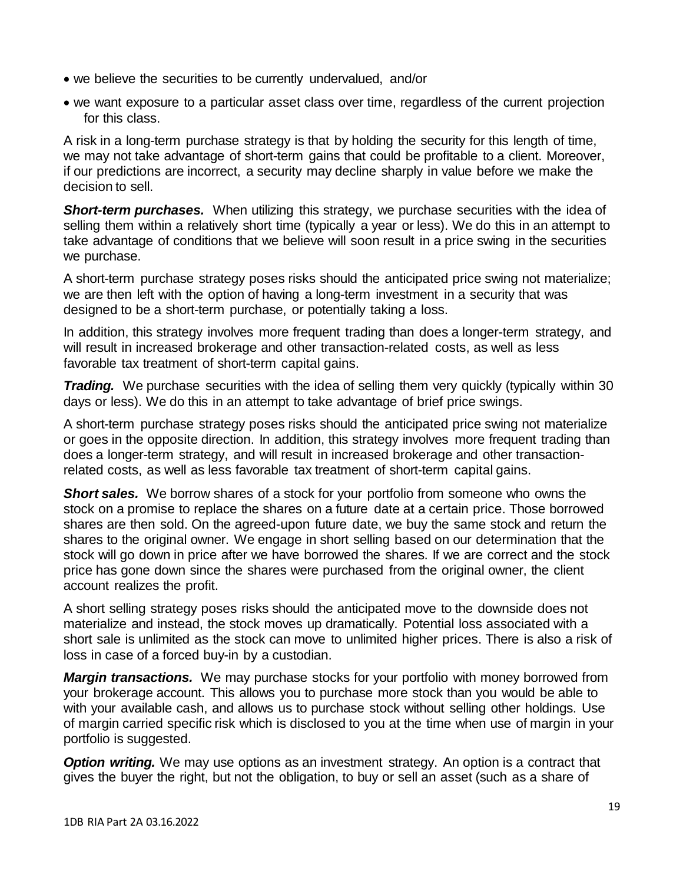- we believe the securities to be currently undervalued, and/or
- we want exposure to a particular asset class over time, regardless of the current projection for this class.

A risk in a long-term purchase strategy is that by holding the security for this length of time, we may not take advantage of short-term gains that could be profitable to a client. Moreover, if our predictions are incorrect, a security may decline sharply in value before we make the decision to sell.

***Short-term purchases.*** When utilizing this strategy, we purchase securities with the idea of selling them within a relatively short time (typically a year or less). We do this in an attempt to take advantage of conditions that we believe will soon result in a price swing in the securities we purchase.

A short-term purchase strategy poses risks should the anticipated price swing not materialize; we are then left with the option of having a long-term investment in a security that was designed to be a short-term purchase, or potentially taking a loss.

In addition, this strategy involves more frequent trading than does a longer-term strategy, and will result in increased brokerage and other transaction-related costs, as well as less favorable tax treatment of short-term capital gains.

***Trading.*** We purchase securities with the idea of selling them very quickly (typically within 30 days or less). We do this in an attempt to take advantage of brief price swings.

A short-term purchase strategy poses risks should the anticipated price swing not materialize or goes in the opposite direction. In addition, this strategy involves more frequent trading than does a longer-term strategy, and will result in increased brokerage and other transaction-related costs, as well as less favorable tax treatment of short-term capital gains.

***Short sales.*** We borrow shares of a stock for your portfolio from someone who owns the stock on a promise to replace the shares on a future date at a certain price. Those borrowed shares are then sold. On the agreed-upon future date, we buy the same stock and return the shares to the original owner. We engage in short selling based on our determination that the stock will go down in price after we have borrowed the shares. If we are correct and the stock price has gone down since the shares were purchased from the original owner, the client account realizes the profit.

A short selling strategy poses risks should the anticipated move to the downside does not materialize and instead, the stock moves up dramatically. Potential loss associated with a short sale is unlimited as the stock can move to unlimited higher prices. There is also a risk of loss in case of a forced buy-in by a custodian.

***Margin transactions.*** We may purchase stocks for your portfolio with money borrowed from your brokerage account. This allows you to purchase more stock than you would be able to with your available cash, and allows us to purchase stock without selling other holdings. Use of margin carried specific risk which is disclosed to you at the time when use of margin in your portfolio is suggested.

***Option writing.*** We may use options as an investment strategy. An option is a contract that gives the buyer the right, but not the obligation, to buy or sell an asset (such as a share of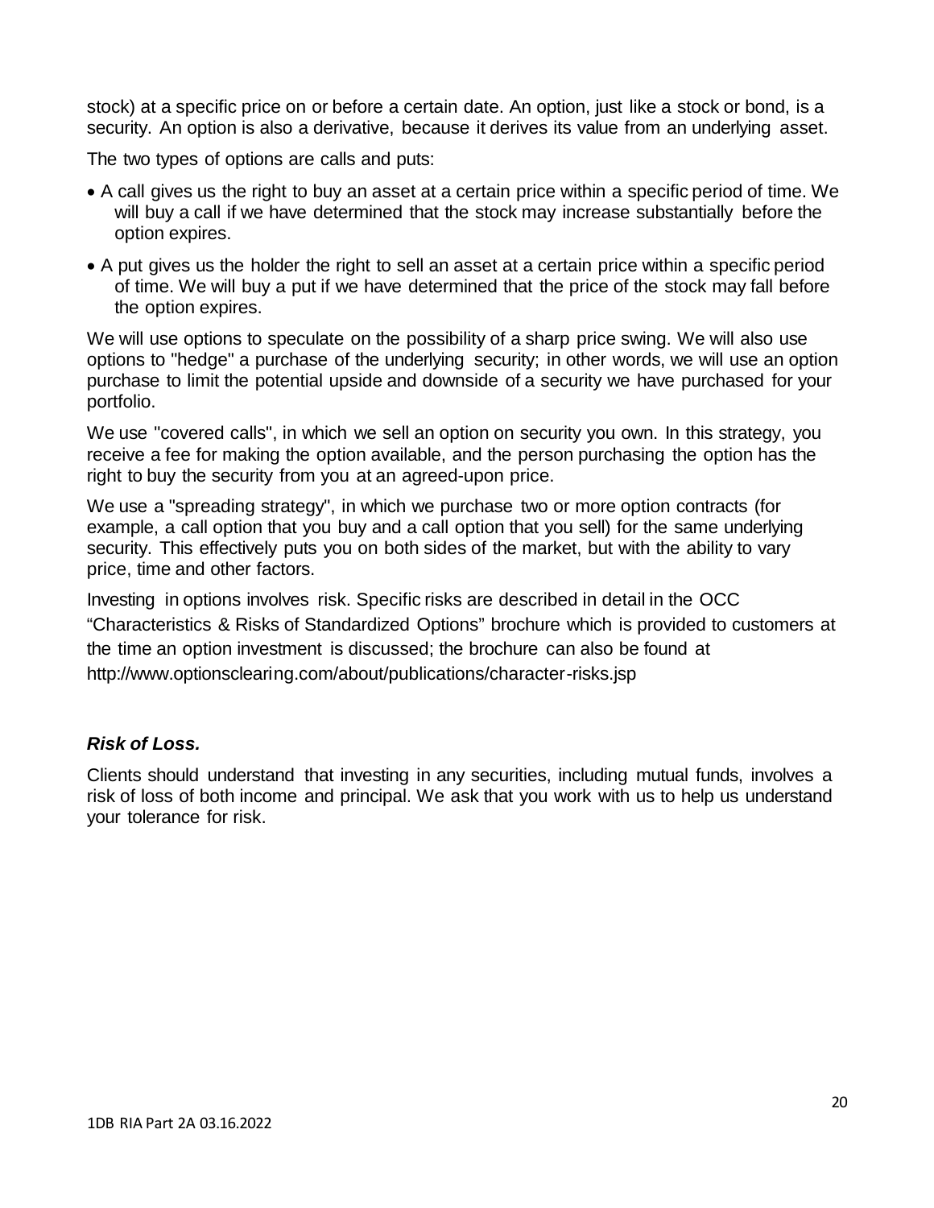stock) at a specific price on or before a certain date. An option, just like a stock or bond, is a security. An option is also a derivative, because it derives its value from an underlying asset.

The two types of options are calls and puts:

- A call gives us the right to buy an asset at a certain price within a specific period of time. We will buy a call if we have determined that the stock may increase substantially before the option expires.
- A put gives us the holder the right to sell an asset at a certain price within a specific period of time. We will buy a put if we have determined that the price of the stock may fall before the option expires.

We will use options to speculate on the possibility of a sharp price swing. We will also use options to "hedge" a purchase of the underlying security; in other words, we will use an option purchase to limit the potential upside and downside of a security we have purchased for your portfolio.

We use "covered calls", in which we sell an option on security you own. In this strategy, you receive a fee for making the option available, and the person purchasing the option has the right to buy the security from you at an agreed-upon price.

We use a "spreading strategy", in which we purchase two or more option contracts (for example, a call option that you buy and a call option that you sell) for the same underlying security. This effectively puts you on both sides of the market, but with the ability to vary price, time and other factors.

Investing in options involves risk. Specific risks are described in detail in the OCC "Characteristics & Risks of Standardized Options" brochure which is provided to customers at the time an option investment is discussed; the brochure can also be found at http://www.optionsclearing.com/about/publications/character-risks.jsp

### *Risk of Loss.*

Clients should understand that investing in any securities, including mutual funds, involves a risk of loss of both income and principal. We ask that you work with us to help us understand your tolerance for risk.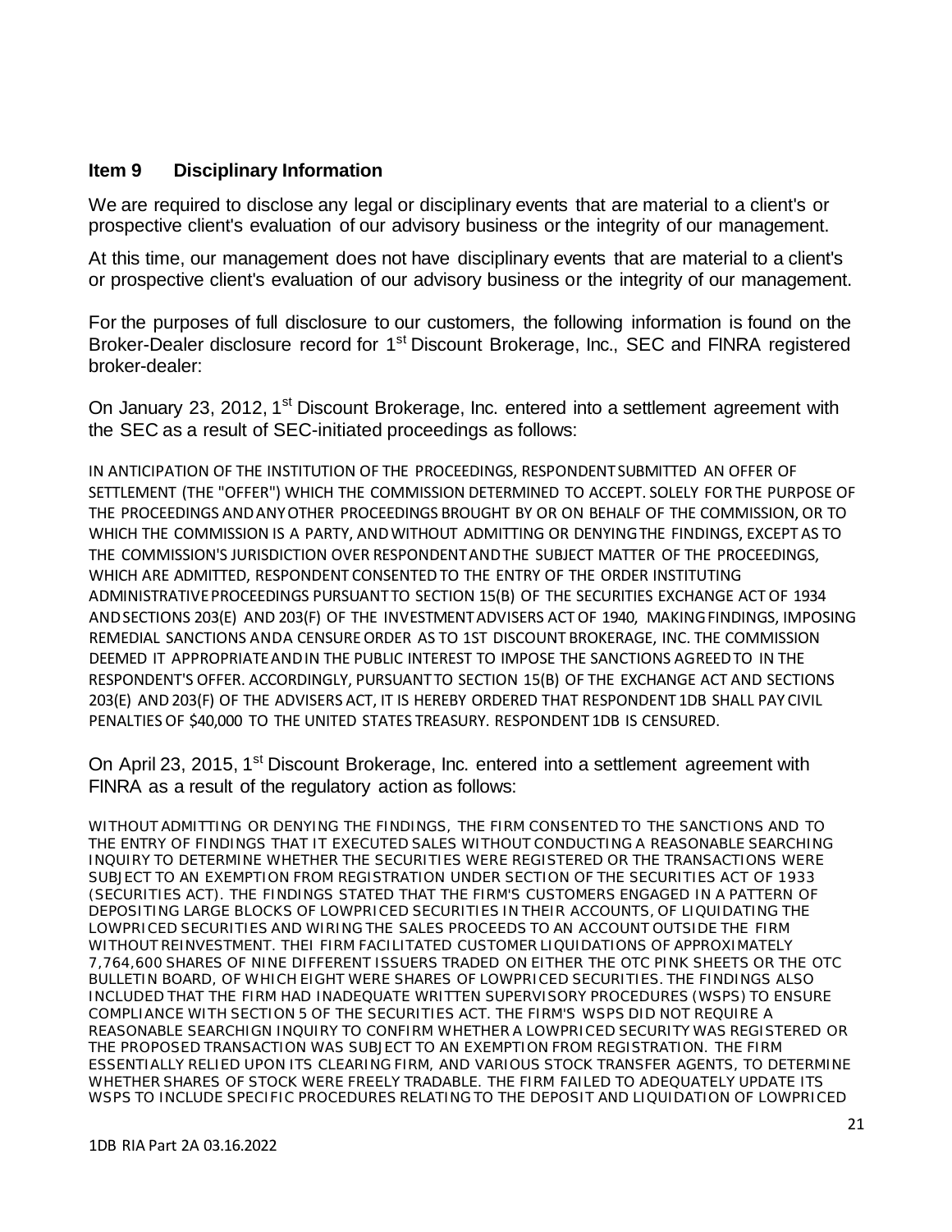## Item 9 Disciplinary Information

We are required to disclose any legal or disciplinary events that are material to a client's or prospective client's evaluation of our advisory business or the integrity of our management.

At this time, our management does not have disciplinary events that are material to a client's or prospective client's evaluation of our advisory business or the integrity of our management.

For the purposes of full disclosure to our customers, the following information is found on the Broker-Dealer disclosure record for 1st Discount Brokerage, Inc., SEC and FINRA registered broker-dealer:

On January 23, 2012, 1st Discount Brokerage, Inc. entered into a settlement agreement with the SEC as a result of SEC-initiated proceedings as follows:

IN ANTICIPATION OF THE INSTITUTION OF THE PROCEEDINGS, RESPONDENT SUBMITTED AN OFFER OF SETTLEMENT (THE "OFFER") WHICH THE COMMISSION DETERMINED TO ACCEPT. SOLELY FOR THE PURPOSE OF THE PROCEEDINGS AND ANY OTHER PROCEEDINGS BROUGHT BY OR ON BEHALF OF THE COMMISSION, OR TO WHICH THE COMMISSION IS A PARTY, AND WITHOUT ADMITTING OR DENYING THE FINDINGS, EXCEPT AS TO THE COMMISSION'S JURISDICTION OVER RESPONDENT AND THE SUBJECT MATTER OF THE PROCEEDINGS, WHICH ARE ADMITTED, RESPONDENT CONSENTED TO THE ENTRY OF THE ORDER INSTITUTING ADMINISTRATIVE PROCEEDINGS PURSUANT TO SECTION 15(B) OF THE SECURITIES EXCHANGE ACT OF 1934 AND SECTIONS 203(E) AND 203(F) OF THE INVESTMENT ADVISERS ACT OF 1940, MAKING FINDINGS, IMPOSING REMEDIAL SANCTIONS AND A CENSURE ORDER AS TO 1ST DISCOUNT BROKERAGE, INC. THE COMMISSION DEEMED IT APPROPRIATE AND IN THE PUBLIC INTEREST TO IMPOSE THE SANCTIONS AGREED TO IN THE RESPONDENT'S OFFER. ACCORDINGLY, PURSUANT TO SECTION 15(B) OF THE EXCHANGE ACT AND SECTIONS 203(E) AND 203(F) OF THE ADVISERS ACT, IT IS HEREBY ORDERED THAT RESPONDENT 1DB SHALL PAY CIVIL PENALTIES OF $40,000 TO THE UNITED STATES TREASURY. RESPONDENT 1DB IS CENSURED.

On April 23, 2015, 1st Discount Brokerage, Inc. entered into a settlement agreement with FINRA as a result of the regulatory action as follows:

WITHOUT ADMITTING OR DENYING THE FINDINGS, THE FIRM CONSENTED TO THE SANCTIONS AND TO THE ENTRY OF FINDINGS THAT IT EXECUTED SALES WITHOUT CONDUCTING A REASONABLE SEARCHING INQUIRY TO DETERMINE WHETHER THE SECURITIES WERE REGISTERED OR THE TRANSACTIONS WERE SUBJECT TO AN EXEMPTION FROM REGISTRATION UNDER SECTION OF THE SECURITIES ACT OF 1933 (SECURITIES ACT). THE FINDINGS STATED THAT THE FIRM'S CUSTOMERS ENGAGED IN A PATTERN OF DEPOSITING LARGE BLOCKS OF LOWPRICED SECURITIES IN THEIR ACCOUNTS, OF LIQUIDATING THE LOWPRICED SECURITIES AND WIRING THE SALES PROCEEDS TO AN ACCOUNT OUTSIDE THE FIRM WITHOUT REINVESTMENT. THEI FIRM FACILITATED CUSTOMER LIQUIDATIONS OF APPROXIMATELY 7,764,600 SHARES OF NINE DIFFERENT ISSUERS TRADED ON EITHER THE OTC PINK SHEETS OR THE OTC BULLETIN BOARD, OF WHICH EIGHT WERE SHARES OF LOWPRICED SECURITIES. THE FINDINGS ALSO INCLUDED THAT THE FIRM HAD INADEQUATE WRITTEN SUPERVISORY PROCEDURES (WSPS) TO ENSURE COMPLIANCE WITH SECTION 5 OF THE SECURITIES ACT. THE FIRM'S WSPS DID NOT REQUIRE A REASONABLE SEARCHIGN INQUIRY TO CONFIRM WHETHER A LOWPRICED SECURITY WAS REGISTERED OR THE PROPOSED TRANSACTION WAS SUBJECT TO AN EXEMPTION FROM REGISTRATION. THE FIRM ESSENTIALLY RELIED UPON ITS CLEARING FIRM, AND VARIOUS STOCK TRANSFER AGENTS, TO DETERMINE WHETHER SHARES OF STOCK WERE FREELY TRADABLE. THE FIRM FAILED TO ADEQUATELY UPDATE ITS WSPS TO INCLUDE SPECIFIC PROCEDURES RELATING TO THE DEPOSIT AND LIQUIDATION OF LOWPRICED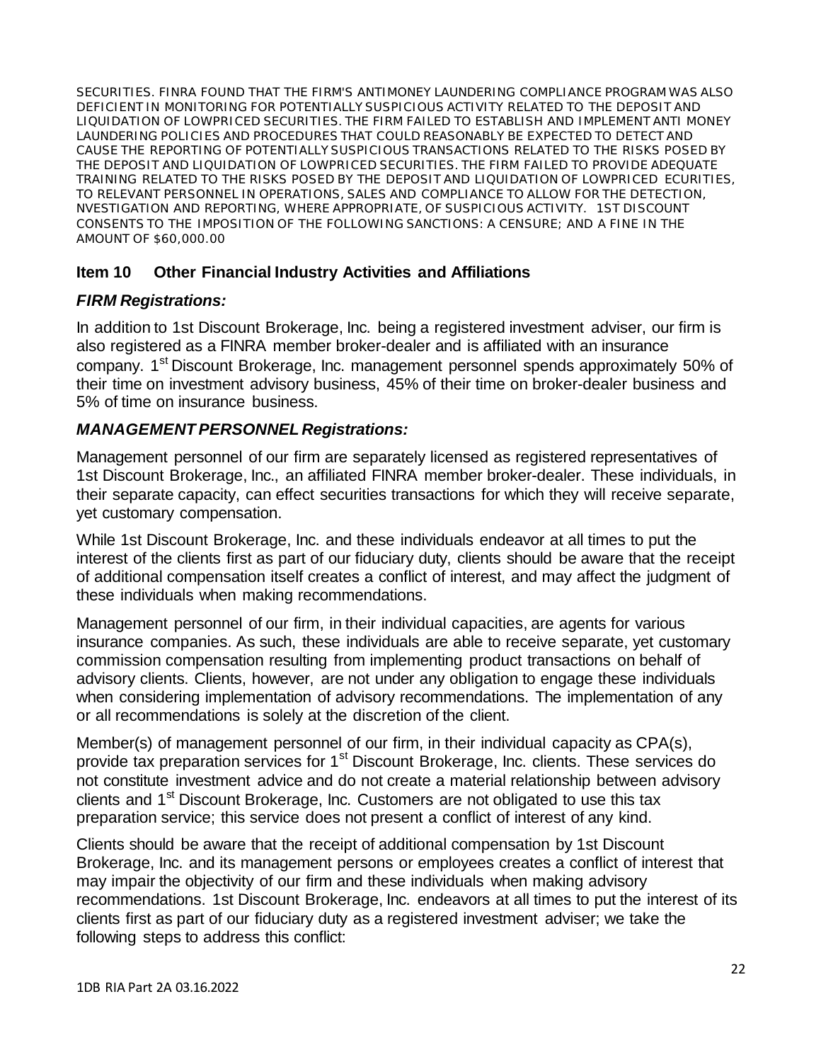SECURITIES. FINRA FOUND THAT THE FIRM'S ANTIMONEY LAUNDERING COMPLIANCE PROGRAM WAS ALSO DEFICIENT IN MONITORING FOR POTENTIALLY SUSPICIOUS ACTIVITY RELATED TO THE DEPOSIT AND LIQUIDATION OF LOWPRICED SECURITIES. THE FIRM FAILED TO ESTABLISH AND IMPLEMENT ANTI MONEY LAUNDERING POLICIES AND PROCEDURES THAT COULD REASONABLY BE EXPECTED TO DETECT AND CAUSE THE REPORTING OF POTENTIALLY SUSPICIOUS TRANSACTIONS RELATED TO THE RISKS POSED BY THE DEPOSIT AND LIQUIDATION OF LOWPRICED SECURITIES. THE FIRM FAILED TO PROVIDE ADEQUATE TRAINING RELATED TO THE RISKS POSED BY THE DEPOSIT AND LIQUIDATION OF LOWPRICED ECURITIES, TO RELEVANT PERSONNEL IN OPERATIONS, SALES AND COMPLIANCE TO ALLOW FOR THE DETECTION, NVESTIGATION AND REPORTING, WHERE APPROPRIATE, OF SUSPICIOUS ACTIVITY. 1ST DISCOUNT CONSENTS TO THE IMPOSITION OF THE FOLLOWING SANCTIONS: A CENSURE; AND A FINE IN THE AMOUNT OF $60,000.00

## Item 10 Other Financial Industry Activities and Affiliations

### *FIRM Registrations:*

In addition to 1st Discount Brokerage, Inc. being a registered investment adviser, our firm is also registered as a FINRA member broker-dealer and is affiliated with an insurance company. 1st Discount Brokerage, Inc. management personnel spends approximately 50% of their time on investment advisory business, 45% of their time on broker-dealer business and 5% of time on insurance business.

### *MANAGEMENT PERSONNEL Registrations:*

Management personnel of our firm are separately licensed as registered representatives of 1st Discount Brokerage, Inc., an affiliated FINRA member broker-dealer. These individuals, in their separate capacity, can effect securities transactions for which they will receive separate, yet customary compensation.

While 1st Discount Brokerage, Inc. and these individuals endeavor at all times to put the interest of the clients first as part of our fiduciary duty, clients should be aware that the receipt of additional compensation itself creates a conflict of interest, and may affect the judgment of these individuals when making recommendations.

Management personnel of our firm, in their individual capacities, are agents for various insurance companies. As such, these individuals are able to receive separate, yet customary commission compensation resulting from implementing product transactions on behalf of advisory clients. Clients, however, are not under any obligation to engage these individuals when considering implementation of advisory recommendations. The implementation of any or all recommendations is solely at the discretion of the client.

Member(s) of management personnel of our firm, in their individual capacity as CPA(s), provide tax preparation services for 1st Discount Brokerage, Inc. clients. These services do not constitute investment advice and do not create a material relationship between advisory clients and 1st Discount Brokerage, Inc. Customers are not obligated to use this tax preparation service; this service does not present a conflict of interest of any kind.

Clients should be aware that the receipt of additional compensation by 1st Discount Brokerage, Inc. and its management persons or employees creates a conflict of interest that may impair the objectivity of our firm and these individuals when making advisory recommendations. 1st Discount Brokerage, Inc. endeavors at all times to put the interest of its clients first as part of our fiduciary duty as a registered investment adviser; we take the following steps to address this conflict: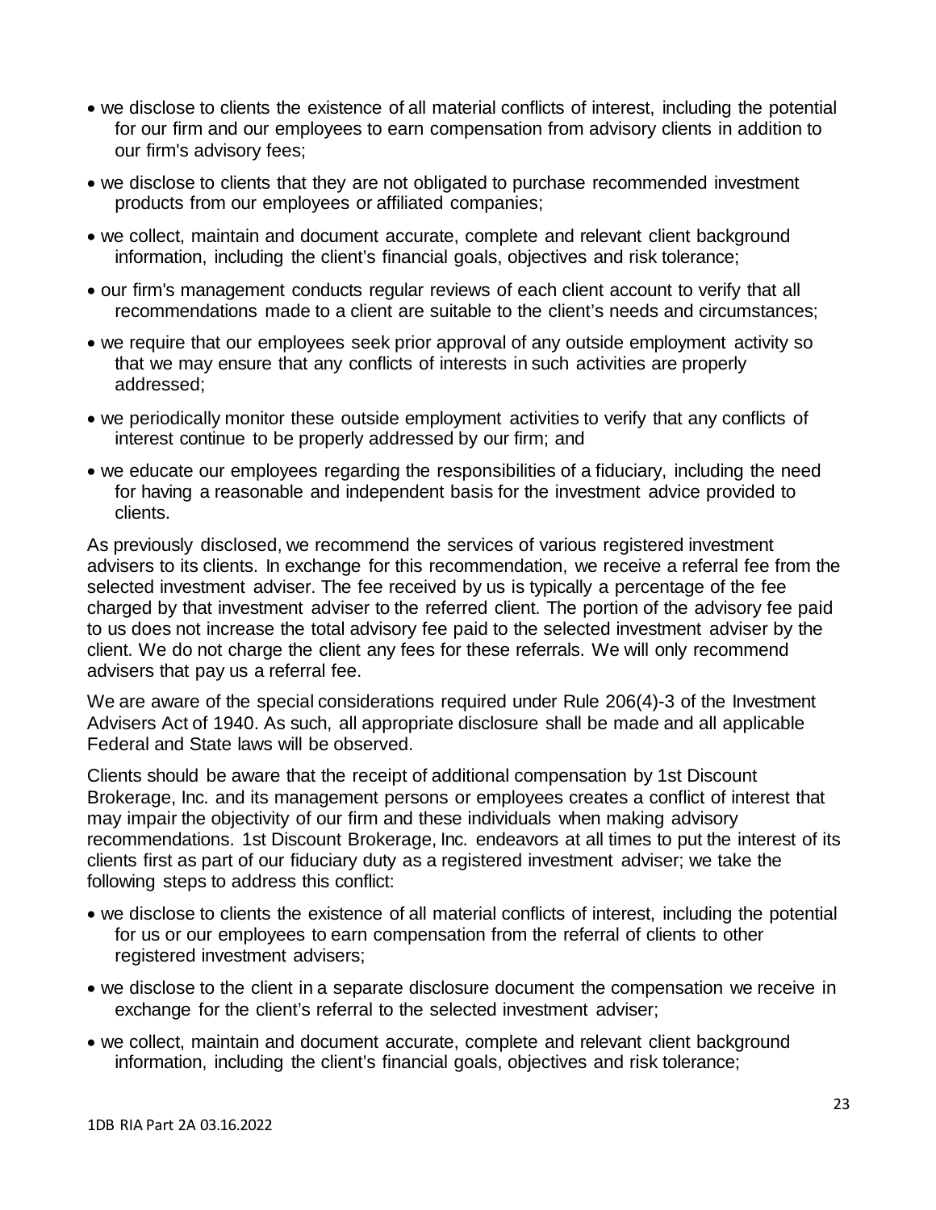- we disclose to clients the existence of all material conflicts of interest, including the potential for our firm and our employees to earn compensation from advisory clients in addition to our firm's advisory fees;
- we disclose to clients that they are not obligated to purchase recommended investment products from our employees or affiliated companies;
- we collect, maintain and document accurate, complete and relevant client background information, including the client's financial goals, objectives and risk tolerance;
- our firm's management conducts regular reviews of each client account to verify that all recommendations made to a client are suitable to the client's needs and circumstances;
- we require that our employees seek prior approval of any outside employment activity so that we may ensure that any conflicts of interests in such activities are properly addressed;
- we periodically monitor these outside employment activities to verify that any conflicts of interest continue to be properly addressed by our firm; and
- we educate our employees regarding the responsibilities of a fiduciary, including the need for having a reasonable and independent basis for the investment advice provided to clients.

As previously disclosed, we recommend the services of various registered investment advisers to its clients. In exchange for this recommendation, we receive a referral fee from the selected investment adviser. The fee received by us is typically a percentage of the fee charged by that investment adviser to the referred client. The portion of the advisory fee paid to us does not increase the total advisory fee paid to the selected investment adviser by the client. We do not charge the client any fees for these referrals. We will only recommend advisers that pay us a referral fee.

We are aware of the special considerations required under Rule 206(4)-3 of the Investment Advisers Act of 1940. As such, all appropriate disclosure shall be made and all applicable Federal and State laws will be observed.

Clients should be aware that the receipt of additional compensation by 1st Discount Brokerage, Inc. and its management persons or employees creates a conflict of interest that may impair the objectivity of our firm and these individuals when making advisory recommendations. 1st Discount Brokerage, Inc. endeavors at all times to put the interest of its clients first as part of our fiduciary duty as a registered investment adviser; we take the following steps to address this conflict:

- we disclose to clients the existence of all material conflicts of interest, including the potential for us or our employees to earn compensation from the referral of clients to other registered investment advisers;
- we disclose to the client in a separate disclosure document the compensation we receive in exchange for the client's referral to the selected investment adviser;
- we collect, maintain and document accurate, complete and relevant client background information, including the client's financial goals, objectives and risk tolerance;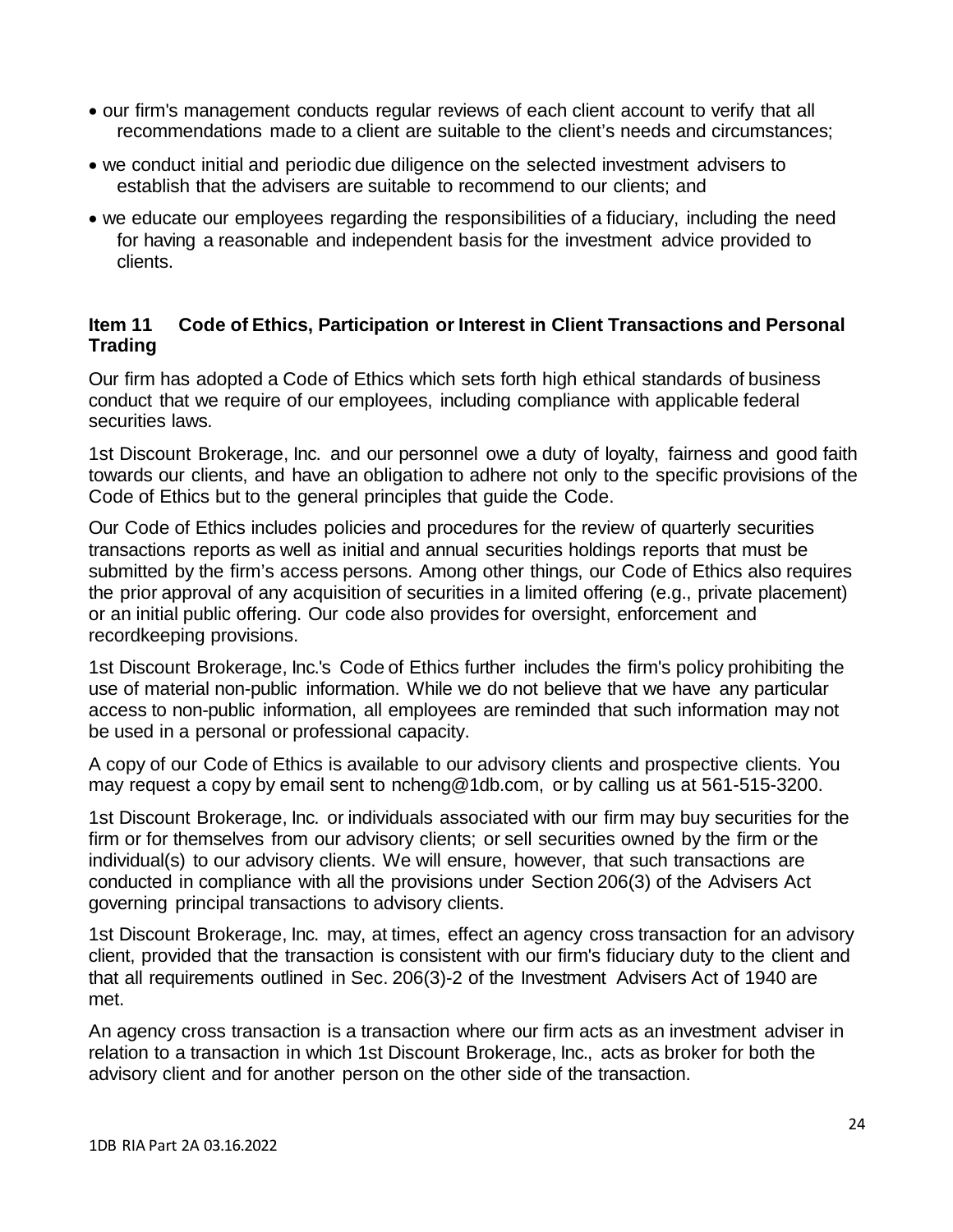- our firm's management conducts regular reviews of each client account to verify that all recommendations made to a client are suitable to the client's needs and circumstances;
- we conduct initial and periodic due diligence on the selected investment advisers to establish that the advisers are suitable to recommend to our clients; and
- we educate our employees regarding the responsibilities of a fiduciary, including the need for having a reasonable and independent basis for the investment advice provided to clients.

## Item 11 Code of Ethics, Participation or Interest in Client Transactions and Personal Trading

Our firm has adopted a Code of Ethics which sets forth high ethical standards of business conduct that we require of our employees, including compliance with applicable federal securities laws.

1st Discount Brokerage, Inc. and our personnel owe a duty of loyalty, fairness and good faith towards our clients, and have an obligation to adhere not only to the specific provisions of the Code of Ethics but to the general principles that guide the Code.

Our Code of Ethics includes policies and procedures for the review of quarterly securities transactions reports as well as initial and annual securities holdings reports that must be submitted by the firm's access persons. Among other things, our Code of Ethics also requires the prior approval of any acquisition of securities in a limited offering (e.g., private placement) or an initial public offering. Our code also provides for oversight, enforcement and recordkeeping provisions.

1st Discount Brokerage, Inc.'s Code of Ethics further includes the firm's policy prohibiting the use of material non-public information. While we do not believe that we have any particular access to non-public information, all employees are reminded that such information may not be used in a personal or professional capacity.

A copy of our Code of Ethics is available to our advisory clients and prospective clients. You may request a copy by email sent to ncheng@1db.com, or by calling us at 561-515-3200.

1st Discount Brokerage, Inc. or individuals associated with our firm may buy securities for the firm or for themselves from our advisory clients; or sell securities owned by the firm or the individual(s) to our advisory clients. We will ensure, however, that such transactions are conducted in compliance with all the provisions under Section 206(3) of the Advisers Act governing principal transactions to advisory clients.

1st Discount Brokerage, Inc. may, at times, effect an agency cross transaction for an advisory client, provided that the transaction is consistent with our firm's fiduciary duty to the client and that all requirements outlined in Sec. 206(3)-2 of the Investment Advisers Act of 1940 are met.

An agency cross transaction is a transaction where our firm acts as an investment adviser in relation to a transaction in which 1st Discount Brokerage, Inc., acts as broker for both the advisory client and for another person on the other side of the transaction.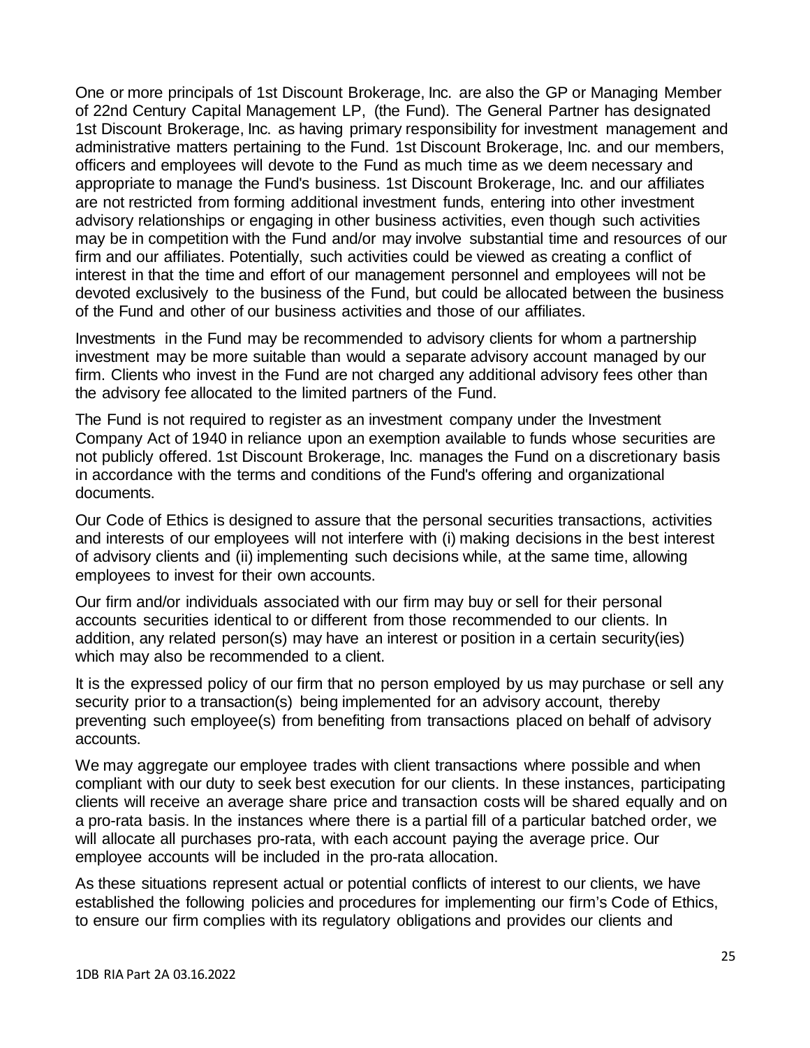One or more principals of 1st Discount Brokerage, Inc. are also the GP or Managing Member of 22nd Century Capital Management LP, (the Fund). The General Partner has designated 1st Discount Brokerage, Inc. as having primary responsibility for investment management and administrative matters pertaining to the Fund. 1st Discount Brokerage, Inc. and our members, officers and employees will devote to the Fund as much time as we deem necessary and appropriate to manage the Fund's business. 1st Discount Brokerage, Inc. and our affiliates are not restricted from forming additional investment funds, entering into other investment advisory relationships or engaging in other business activities, even though such activities may be in competition with the Fund and/or may involve substantial time and resources of our firm and our affiliates. Potentially, such activities could be viewed as creating a conflict of interest in that the time and effort of our management personnel and employees will not be devoted exclusively to the business of the Fund, but could be allocated between the business of the Fund and other of our business activities and those of our affiliates.

Investments in the Fund may be recommended to advisory clients for whom a partnership investment may be more suitable than would a separate advisory account managed by our firm. Clients who invest in the Fund are not charged any additional advisory fees other than the advisory fee allocated to the limited partners of the Fund.

The Fund is not required to register as an investment company under the Investment Company Act of 1940 in reliance upon an exemption available to funds whose securities are not publicly offered. 1st Discount Brokerage, Inc. manages the Fund on a discretionary basis in accordance with the terms and conditions of the Fund's offering and organizational documents.

Our Code of Ethics is designed to assure that the personal securities transactions, activities and interests of our employees will not interfere with (i) making decisions in the best interest of advisory clients and (ii) implementing such decisions while, at the same time, allowing employees to invest for their own accounts.

Our firm and/or individuals associated with our firm may buy or sell for their personal accounts securities identical to or different from those recommended to our clients. In addition, any related person(s) may have an interest or position in a certain security(ies) which may also be recommended to a client.

It is the expressed policy of our firm that no person employed by us may purchase or sell any security prior to a transaction(s) being implemented for an advisory account, thereby preventing such employee(s) from benefiting from transactions placed on behalf of advisory accounts.

We may aggregate our employee trades with client transactions where possible and when compliant with our duty to seek best execution for our clients. In these instances, participating clients will receive an average share price and transaction costs will be shared equally and on a pro-rata basis. In the instances where there is a partial fill of a particular batched order, we will allocate all purchases pro-rata, with each account paying the average price. Our employee accounts will be included in the pro-rata allocation.

As these situations represent actual or potential conflicts of interest to our clients, we have established the following policies and procedures for implementing our firm's Code of Ethics, to ensure our firm complies with its regulatory obligations and provides our clients and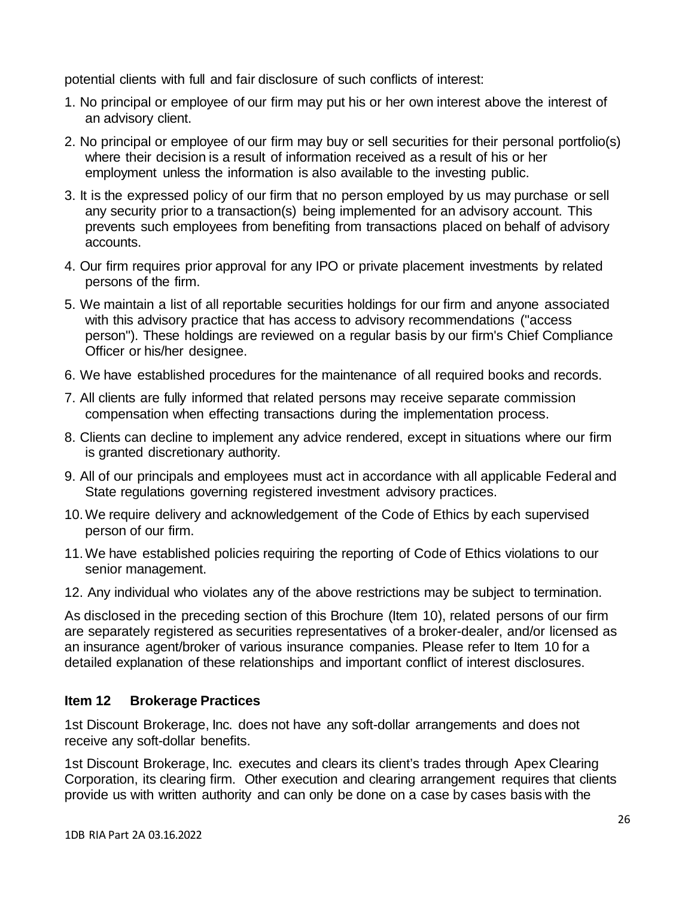potential clients with full and fair disclosure of such conflicts of interest:

1. No principal or employee of our firm may put his or her own interest above the interest of an advisory client.
2. No principal or employee of our firm may buy or sell securities for their personal portfolio(s) where their decision is a result of information received as a result of his or her employment unless the information is also available to the investing public.
3. It is the expressed policy of our firm that no person employed by us may purchase or sell any security prior to a transaction(s) being implemented for an advisory account. This prevents such employees from benefiting from transactions placed on behalf of advisory accounts.
4. Our firm requires prior approval for any IPO or private placement investments by related persons of the firm.
5. We maintain a list of all reportable securities holdings for our firm and anyone associated with this advisory practice that has access to advisory recommendations ("access person"). These holdings are reviewed on a regular basis by our firm's Chief Compliance Officer or his/her designee.
6. We have established procedures for the maintenance of all required books and records.
7. All clients are fully informed that related persons may receive separate commission compensation when effecting transactions during the implementation process.
8. Clients can decline to implement any advice rendered, except in situations where our firm is granted discretionary authority.
9. All of our principals and employees must act in accordance with all applicable Federal and State regulations governing registered investment advisory practices.
10. We require delivery and acknowledgement of the Code of Ethics by each supervised person of our firm.
11. We have established policies requiring the reporting of Code of Ethics violations to our senior management.
12. Any individual who violates any of the above restrictions may be subject to termination.

As disclosed in the preceding section of this Brochure (Item 10), related persons of our firm are separately registered as securities representatives of a broker-dealer, and/or licensed as an insurance agent/broker of various insurance companies. Please refer to Item 10 for a detailed explanation of these relationships and important conflict of interest disclosures.

## Item 12 Brokerage Practices

1st Discount Brokerage, Inc. does not have any soft-dollar arrangements and does not receive any soft-dollar benefits.

1st Discount Brokerage, Inc. executes and clears its client's trades through Apex Clearing Corporation, its clearing firm. Other execution and clearing arrangement requires that clients provide us with written authority and can only be done on a case by cases basis with the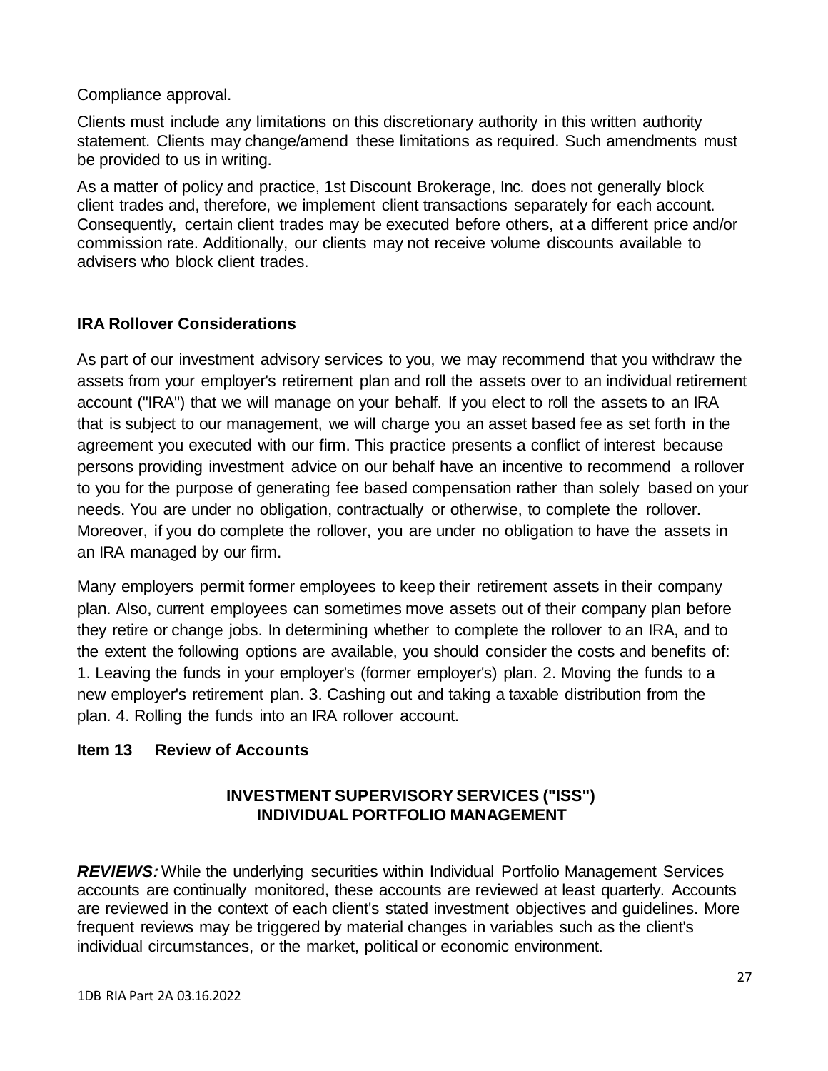Compliance approval.

Clients must include any limitations on this discretionary authority in this written authority statement. Clients may change/amend these limitations as required. Such amendments must be provided to us in writing.

As a matter of policy and practice, 1st Discount Brokerage, Inc. does not generally block client trades and, therefore, we implement client transactions separately for each account. Consequently, certain client trades may be executed before others, at a different price and/or commission rate. Additionally, our clients may not receive volume discounts available to advisers who block client trades.

### IRA Rollover Considerations

As part of our investment advisory services to you, we may recommend that you withdraw the assets from your employer's retirement plan and roll the assets over to an individual retirement account ("IRA") that we will manage on your behalf. If you elect to roll the assets to an IRA that is subject to our management, we will charge you an asset based fee as set forth in the agreement you executed with our firm. This practice presents a conflict of interest because persons providing investment advice on our behalf have an incentive to recommend a rollover to you for the purpose of generating fee based compensation rather than solely based on your needs. You are under no obligation, contractually or otherwise, to complete the rollover. Moreover, if you do complete the rollover, you are under no obligation to have the assets in an IRA managed by our firm.

Many employers permit former employees to keep their retirement assets in their company plan. Also, current employees can sometimes move assets out of their company plan before they retire or change jobs. In determining whether to complete the rollover to an IRA, and to the extent the following options are available, you should consider the costs and benefits of: 1. Leaving the funds in your employer's (former employer's) plan. 2. Moving the funds to a new employer's retirement plan. 3. Cashing out and taking a taxable distribution from the plan. 4. Rolling the funds into an IRA rollover account.

## Item 13 Review of Accounts

### INVESTMENT SUPERVISORY SERVICES ("ISS") INDIVIDUAL PORTFOLIO MANAGEMENT

***REVIEWS:*** While the underlying securities within Individual Portfolio Management Services accounts are continually monitored, these accounts are reviewed at least quarterly. Accounts are reviewed in the context of each client's stated investment objectives and guidelines. More frequent reviews may be triggered by material changes in variables such as the client's individual circumstances, or the market, political or economic environment.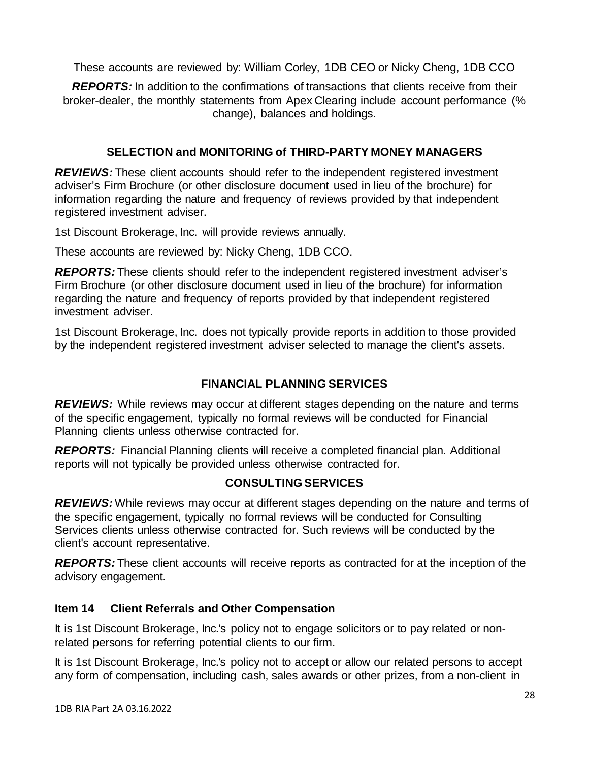These accounts are reviewed by: William Corley, 1DB CEO or Nicky Cheng, 1DB CCO

***REPORTS:*** In addition to the confirmations of transactions that clients receive from their broker-dealer, the monthly statements from Apex Clearing include account performance (% change), balances and holdings.

### SELECTION and MONITORING of THIRD-PARTY MONEY MANAGERS

***REVIEWS:*** These client accounts should refer to the independent registered investment adviser's Firm Brochure (or other disclosure document used in lieu of the brochure) for information regarding the nature and frequency of reviews provided by that independent registered investment adviser.

1st Discount Brokerage, Inc. will provide reviews annually.

These accounts are reviewed by: Nicky Cheng, 1DB CCO.

***REPORTS:*** These clients should refer to the independent registered investment adviser's Firm Brochure (or other disclosure document used in lieu of the brochure) for information regarding the nature and frequency of reports provided by that independent registered investment adviser.

1st Discount Brokerage, Inc. does not typically provide reports in addition to those provided by the independent registered investment adviser selected to manage the client's assets.

### FINANCIAL PLANNING SERVICES

***REVIEWS:*** While reviews may occur at different stages depending on the nature and terms of the specific engagement, typically no formal reviews will be conducted for Financial Planning clients unless otherwise contracted for.

***REPORTS:*** Financial Planning clients will receive a completed financial plan. Additional reports will not typically be provided unless otherwise contracted for.

### CONSULTING SERVICES

***REVIEWS:*** While reviews may occur at different stages depending on the nature and terms of the specific engagement, typically no formal reviews will be conducted for Consulting Services clients unless otherwise contracted for. Such reviews will be conducted by the client's account representative.

***REPORTS:*** These client accounts will receive reports as contracted for at the inception of the advisory engagement.

## Item 14 Client Referrals and Other Compensation

It is 1st Discount Brokerage, Inc.'s policy not to engage solicitors or to pay related or non-related persons for referring potential clients to our firm.

It is 1st Discount Brokerage, Inc.'s policy not to accept or allow our related persons to accept any form of compensation, including cash, sales awards or other prizes, from a non-client in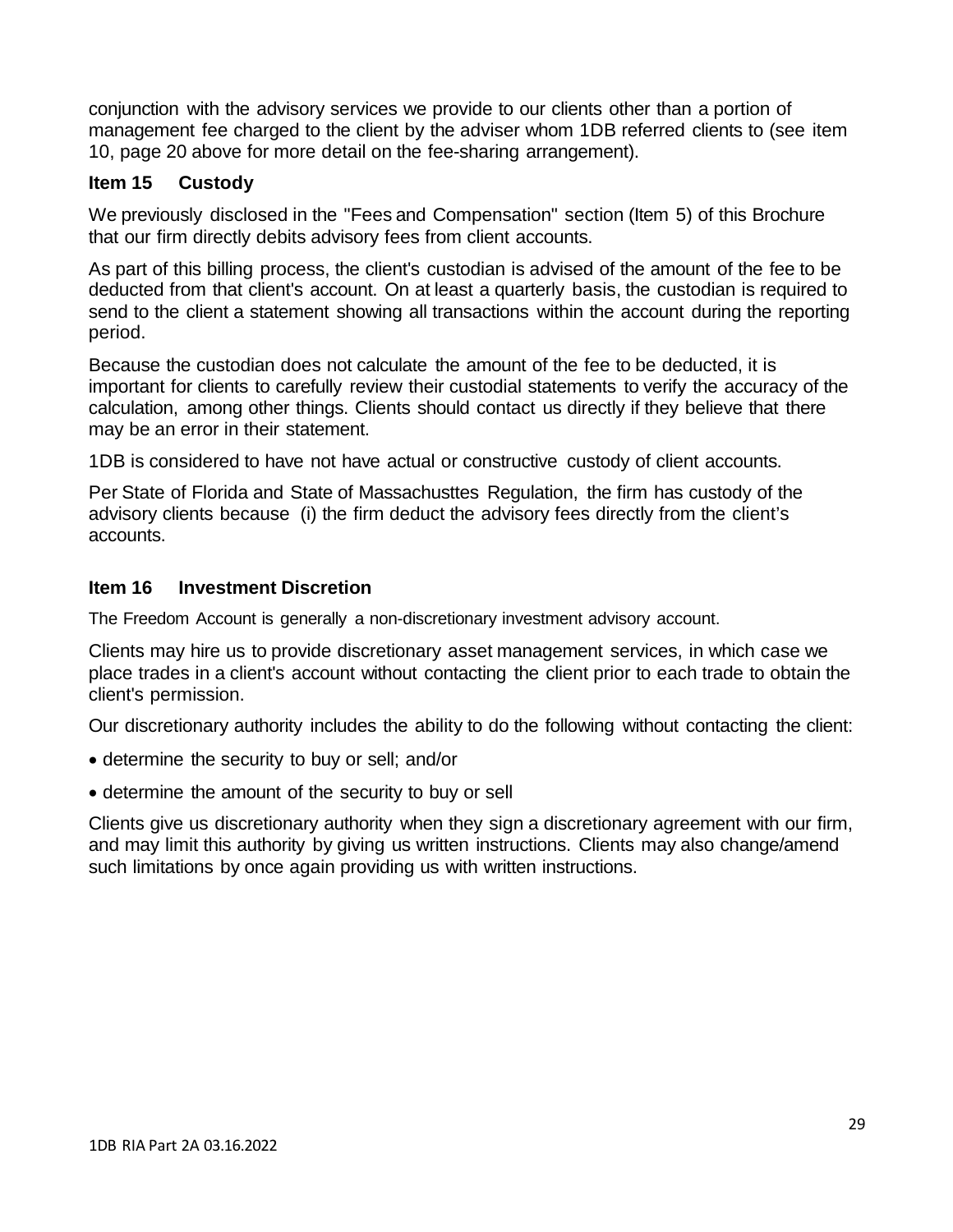conjunction with the advisory services we provide to our clients other than a portion of management fee charged to the client by the adviser whom 1DB referred clients to (see item 10, page 20 above for more detail on the fee-sharing arrangement).

## Item 15 Custody

We previously disclosed in the "Fees and Compensation" section (Item 5) of this Brochure that our firm directly debits advisory fees from client accounts.

As part of this billing process, the client's custodian is advised of the amount of the fee to be deducted from that client's account. On at least a quarterly basis, the custodian is required to send to the client a statement showing all transactions within the account during the reporting period.

Because the custodian does not calculate the amount of the fee to be deducted, it is important for clients to carefully review their custodial statements to verify the accuracy of the calculation, among other things. Clients should contact us directly if they believe that there may be an error in their statement.

1DB is considered to have not have actual or constructive custody of client accounts.

Per State of Florida and State of Massachusttes Regulation, the firm has custody of the advisory clients because (i) the firm deduct the advisory fees directly from the client's accounts.

## Item 16 Investment Discretion

The Freedom Account is generally a non-discretionary investment advisory account.

Clients may hire us to provide discretionary asset management services, in which case we place trades in a client's account without contacting the client prior to each trade to obtain the client's permission.

Our discretionary authority includes the ability to do the following without contacting the client:

- determine the security to buy or sell; and/or
- determine the amount of the security to buy or sell

Clients give us discretionary authority when they sign a discretionary agreement with our firm, and may limit this authority by giving us written instructions. Clients may also change/amend such limitations by once again providing us with written instructions.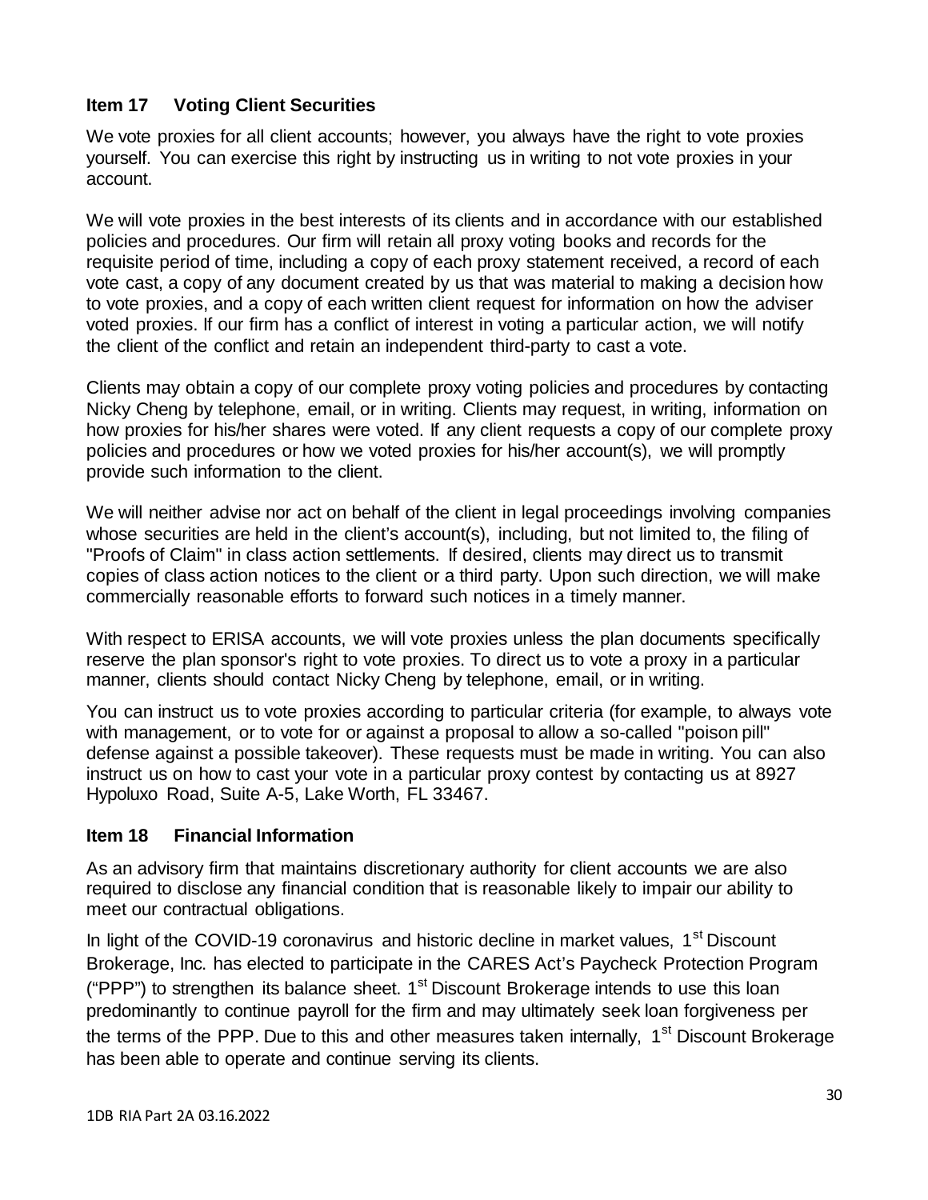## Item 17 Voting Client Securities

We vote proxies for all client accounts; however, you always have the right to vote proxies yourself. You can exercise this right by instructing us in writing to not vote proxies in your account.

We will vote proxies in the best interests of its clients and in accordance with our established policies and procedures. Our firm will retain all proxy voting books and records for the requisite period of time, including a copy of each proxy statement received, a record of each vote cast, a copy of any document created by us that was material to making a decision how to vote proxies, and a copy of each written client request for information on how the adviser voted proxies. If our firm has a conflict of interest in voting a particular action, we will notify the client of the conflict and retain an independent third-party to cast a vote.

Clients may obtain a copy of our complete proxy voting policies and procedures by contacting Nicky Cheng by telephone, email, or in writing. Clients may request, in writing, information on how proxies for his/her shares were voted. If any client requests a copy of our complete proxy policies and procedures or how we voted proxies for his/her account(s), we will promptly provide such information to the client.

We will neither advise nor act on behalf of the client in legal proceedings involving companies whose securities are held in the client's account(s), including, but not limited to, the filing of "Proofs of Claim" in class action settlements. If desired, clients may direct us to transmit copies of class action notices to the client or a third party. Upon such direction, we will make commercially reasonable efforts to forward such notices in a timely manner.

With respect to ERISA accounts, we will vote proxies unless the plan documents specifically reserve the plan sponsor's right to vote proxies. To direct us to vote a proxy in a particular manner, clients should contact Nicky Cheng by telephone, email, or in writing.

You can instruct us to vote proxies according to particular criteria (for example, to always vote with management, or to vote for or against a proposal to allow a so-called "poison pill" defense against a possible takeover). These requests must be made in writing. You can also instruct us on how to cast your vote in a particular proxy contest by contacting us at 8927 Hypoluxo Road, Suite A-5, Lake Worth, FL 33467.

## Item 18 Financial Information

As an advisory firm that maintains discretionary authority for client accounts we are also required to disclose any financial condition that is reasonable likely to impair our ability to meet our contractual obligations.

In light of the COVID-19 coronavirus and historic decline in market values, 1st Discount Brokerage, Inc. has elected to participate in the CARES Act's Paycheck Protection Program ("PPP") to strengthen its balance sheet. 1st Discount Brokerage intends to use this loan predominantly to continue payroll for the firm and may ultimately seek loan forgiveness per the terms of the PPP. Due to this and other measures taken internally, 1st Discount Brokerage has been able to operate and continue serving its clients.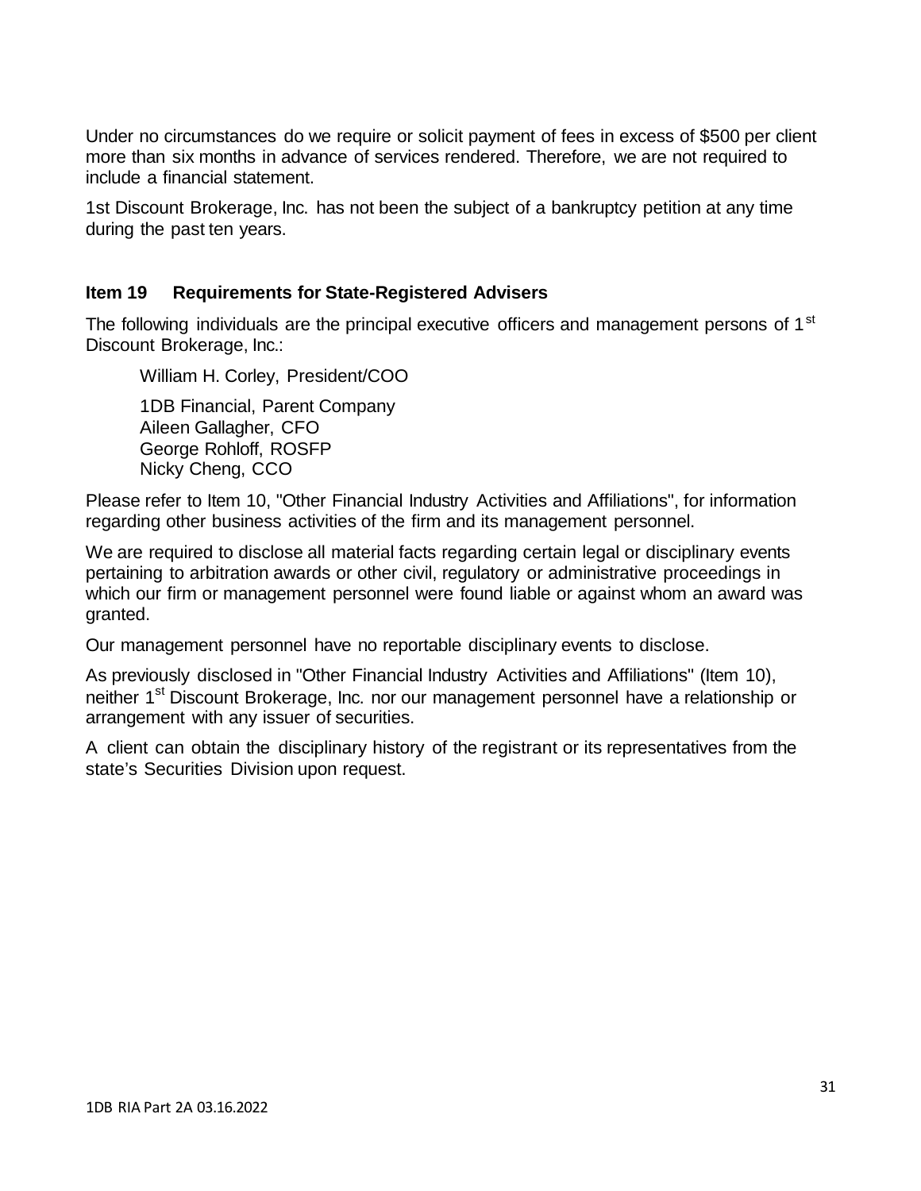Under no circumstances do we require or solicit payment of fees in excess of $500 per client more than six months in advance of services rendered. Therefore, we are not required to include a financial statement.

1st Discount Brokerage, Inc. has not been the subject of a bankruptcy petition at any time during the past ten years.

## Item 19 Requirements for State-Registered Advisers

The following individuals are the principal executive officers and management persons of 1st Discount Brokerage, Inc.:

William H. Corley, President/COO

1DB Financial, Parent Company
Aileen Gallagher, CFO
George Rohloff, ROSFP
Nicky Cheng, CCO

Please refer to Item 10, "Other Financial Industry Activities and Affiliations", for information regarding other business activities of the firm and its management personnel.

We are required to disclose all material facts regarding certain legal or disciplinary events pertaining to arbitration awards or other civil, regulatory or administrative proceedings in which our firm or management personnel were found liable or against whom an award was granted.

Our management personnel have no reportable disciplinary events to disclose.

As previously disclosed in "Other Financial Industry Activities and Affiliations" (Item 10), neither 1st Discount Brokerage, Inc. nor our management personnel have a relationship or arrangement with any issuer of securities.

A client can obtain the disciplinary history of the registrant or its representatives from the state's Securities Division upon request.